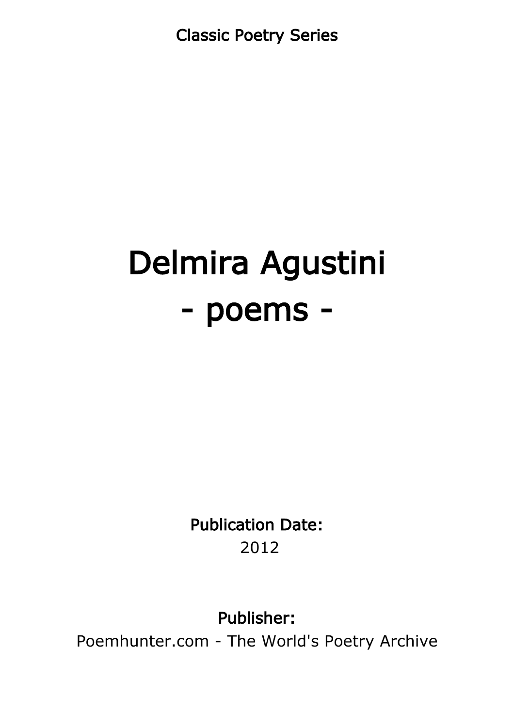Classic Poetry Series

# Delmira Agustini
# - poems -

**Publication Date:**
2012

**Publisher:**
Poemhunter.com - The World's Poetry Archive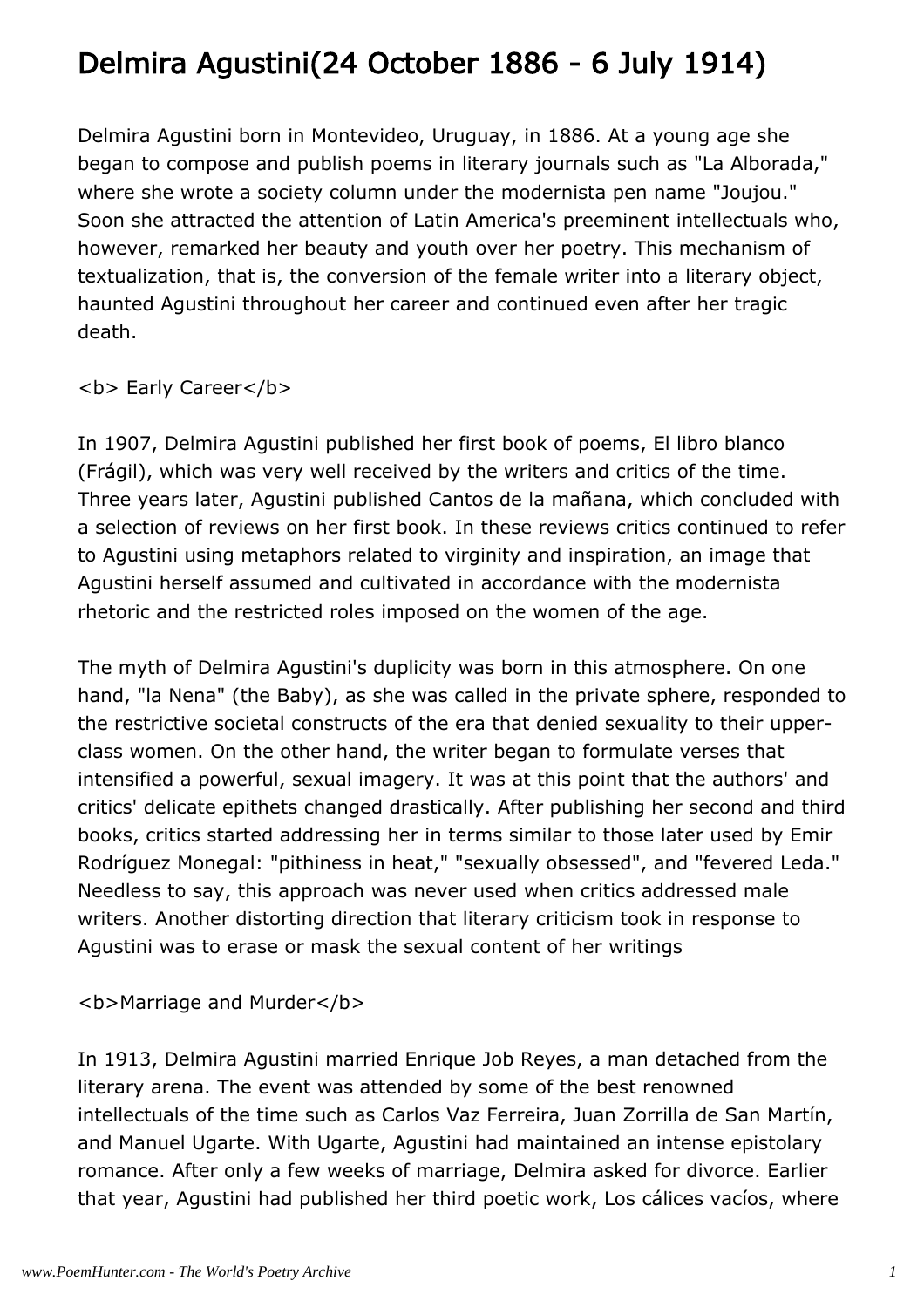# Delmira Agustini(24 October 1886 - 6 July 1914)

Delmira Agustini born in Montevideo, Uruguay, in 1886. At a young age she began to compose and publish poems in literary journals such as "La Alborada," where she wrote a society column under the modernista pen name "Joujou." Soon she attracted the attention of Latin America's preeminent intellectuals who, however, remarked her beauty and youth over her poetry. This mechanism of textualization, that is, the conversion of the female writer into a literary object, haunted Agustini throughout her career and continued even after her tragic death.

**Early Career**

In 1907, Delmira Agustini published her first book of poems, El libro blanco (Frágil), which was very well received by the writers and critics of the time. Three years later, Agustini published Cantos de la mañana, which concluded with a selection of reviews on her first book. In these reviews critics continued to refer to Agustini using metaphors related to virginity and inspiration, an image that Agustini herself assumed and cultivated in accordance with the modernista rhetoric and the restricted roles imposed on the women of the age.

The myth of Delmira Agustini's duplicity was born in this atmosphere. On one hand, "la Nena" (the Baby), as she was called in the private sphere, responded to the restrictive societal constructs of the era that denied sexuality to their upper-class women. On the other hand, the writer began to formulate verses that intensified a powerful, sexual imagery. It was at this point that the authors' and critics' delicate epithets changed drastically. After publishing her second and third books, critics started addressing her in terms similar to those later used by Emir Rodríguez Monegal: "pithiness in heat," "sexually obsessed", and "fevered Leda." Needless to say, this approach was never used when critics addressed male writers. Another distorting direction that literary criticism took in response to Agustini was to erase or mask the sexual content of her writings

**Marriage and Murder**

In 1913, Delmira Agustini married Enrique Job Reyes, a man detached from the literary arena. The event was attended by some of the best renowned intellectuals of the time such as Carlos Vaz Ferreira, Juan Zorrilla de San Martín, and Manuel Ugarte. With Ugarte, Agustini had maintained an intense epistolary romance. After only a few weeks of marriage, Delmira asked for divorce. Earlier that year, Agustini had published her third poetic work, Los cálices vacíos, where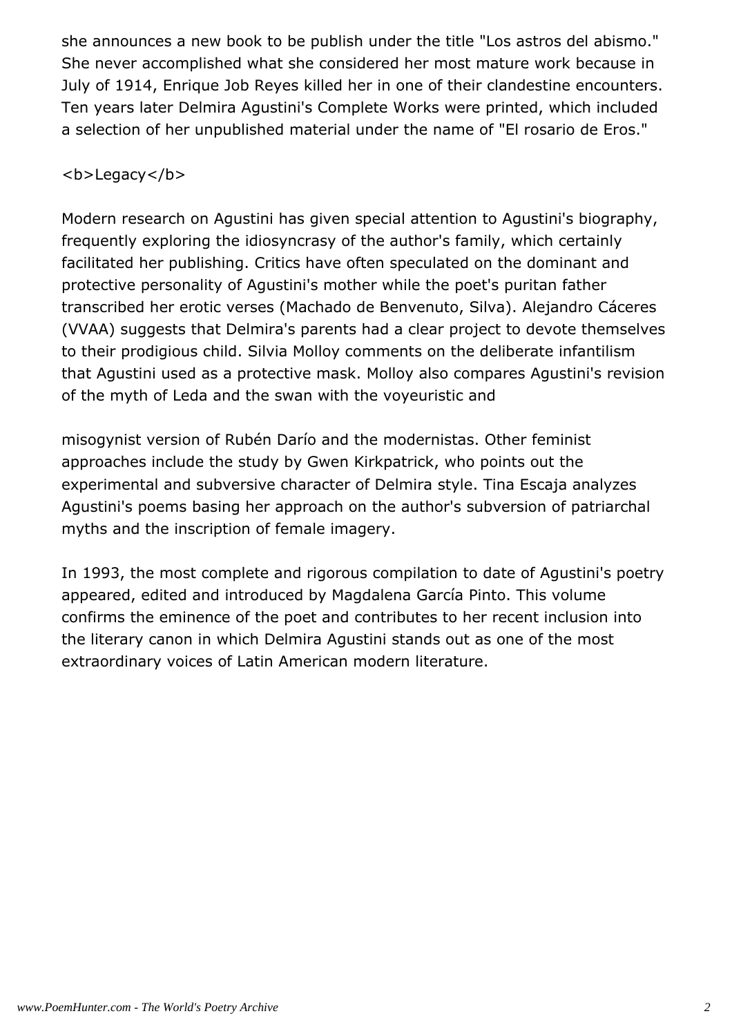she announces a new book to be publish under the title "Los astros del abismo." She never accomplished what she considered her most mature work because in July of 1914, Enrique Job Reyes killed her in one of their clandestine encounters. Ten years later Delmira Agustini's Complete Works were printed, which included a selection of her unpublished material under the name of "El rosario de Eros."

**Legacy**

Modern research on Agustini has given special attention to Agustini's biography, frequently exploring the idiosyncrasy of the author's family, which certainly facilitated her publishing. Critics have often speculated on the dominant and protective personality of Agustini's mother while the poet's puritan father transcribed her erotic verses (Machado de Benvenuto, Silva). Alejandro Cáceres (VVAA) suggests that Delmira's parents had a clear project to devote themselves to their prodigious child. Silvia Molloy comments on the deliberate infantilism that Agustini used as a protective mask. Molloy also compares Agustini's revision of the myth of Leda and the swan with the voyeuristic and misogynist version of Rubén Darío and the modernistas. Other feminist approaches include the study by Gwen Kirkpatrick, who points out the experimental and subversive character of Delmira style. Tina Escaja analyzes Agustini's poems basing her approach on the author's subversion of patriarchal myths and the inscription of female imagery.

In 1993, the most complete and rigorous compilation to date of Agustini's poetry appeared, edited and introduced by Magdalena García Pinto. This volume confirms the eminence of the poet and contributes to her recent inclusion into the literary canon in which Delmira Agustini stands out as one of the most extraordinary voices of Latin American modern literature.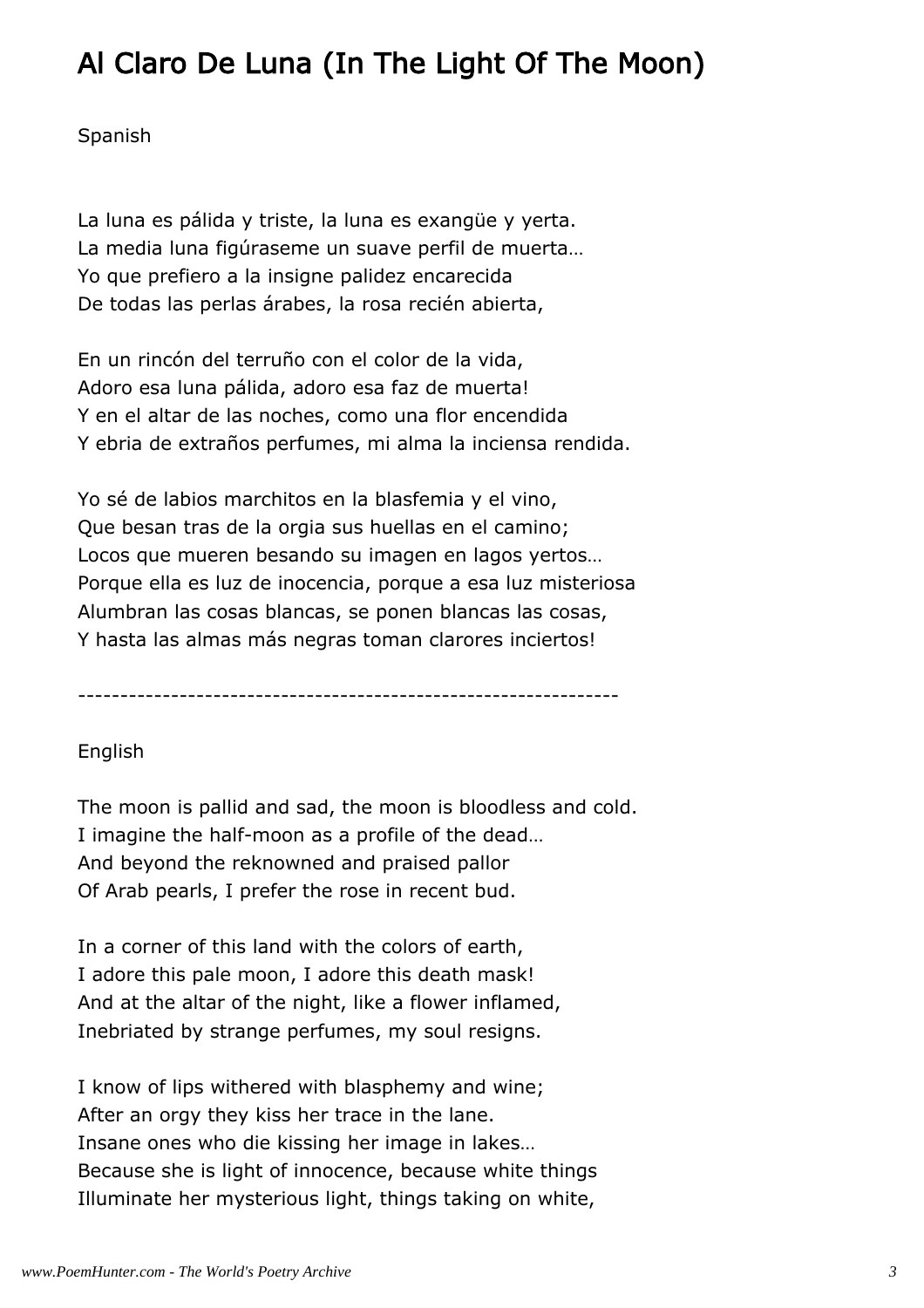# Al Claro De Luna (In The Light Of The Moon)

Spanish

La luna es pálida y triste, la luna es exangüe y yerta.
La media luna figúraseme un suave perfil de muerta…
Yo que prefiero a la insigne palidez encarecida
De todas las perlas árabes, la rosa recién abierta,

En un rincón del terruño con el color de la vida,
Adoro esa luna pálida, adoro esa faz de muerta!
Y en el altar de las noches, como una flor encendida
Y ebria de extraños perfumes, mi alma la inciensa rendida.

Yo sé de labios marchitos en la blasfemia y el vino,
Que besan tras de la orgia sus huellas en el camino;
Locos que mueren besando su imagen en lagos yertos…
Porque ella es luz de inocencia, porque a esa luz misteriosa
Alumbran las cosas blancas, se ponen blancas las cosas,
Y hasta las almas más negras toman clarores inciertos!

---------------------------------------------------------------

English

The moon is pallid and sad, the moon is bloodless and cold.
I imagine the half-moon as a profile of the dead…
And beyond the reknowned and praised pallor
Of Arab pearls, I prefer the rose in recent bud.

In a corner of this land with the colors of earth,
I adore this pale moon, I adore this death mask!
And at the altar of the night, like a flower inflamed,
Inebriated by strange perfumes, my soul resigns.

I know of lips withered with blasphemy and wine;
After an orgy they kiss her trace in the lane.
Insane ones who die kissing her image in lakes…
Because she is light of innocence, because white things
Illuminate her mysterious light, things taking on white,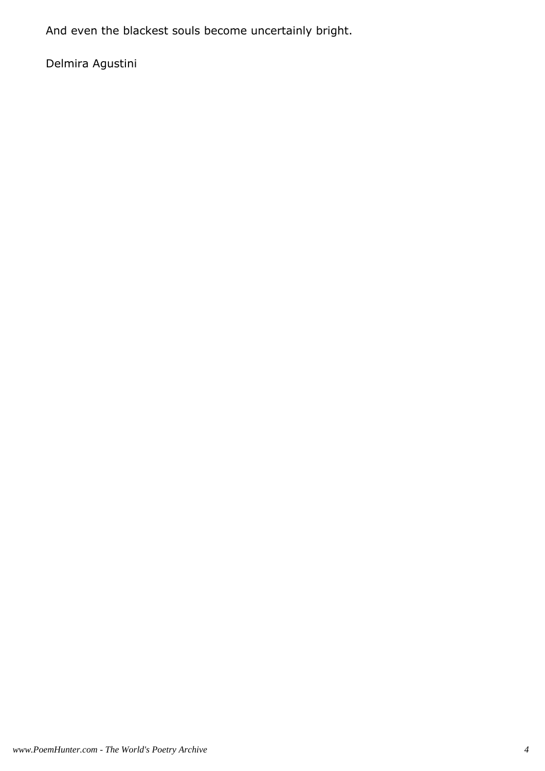And even the blackest souls become uncertainly bright.

Delmira Agustini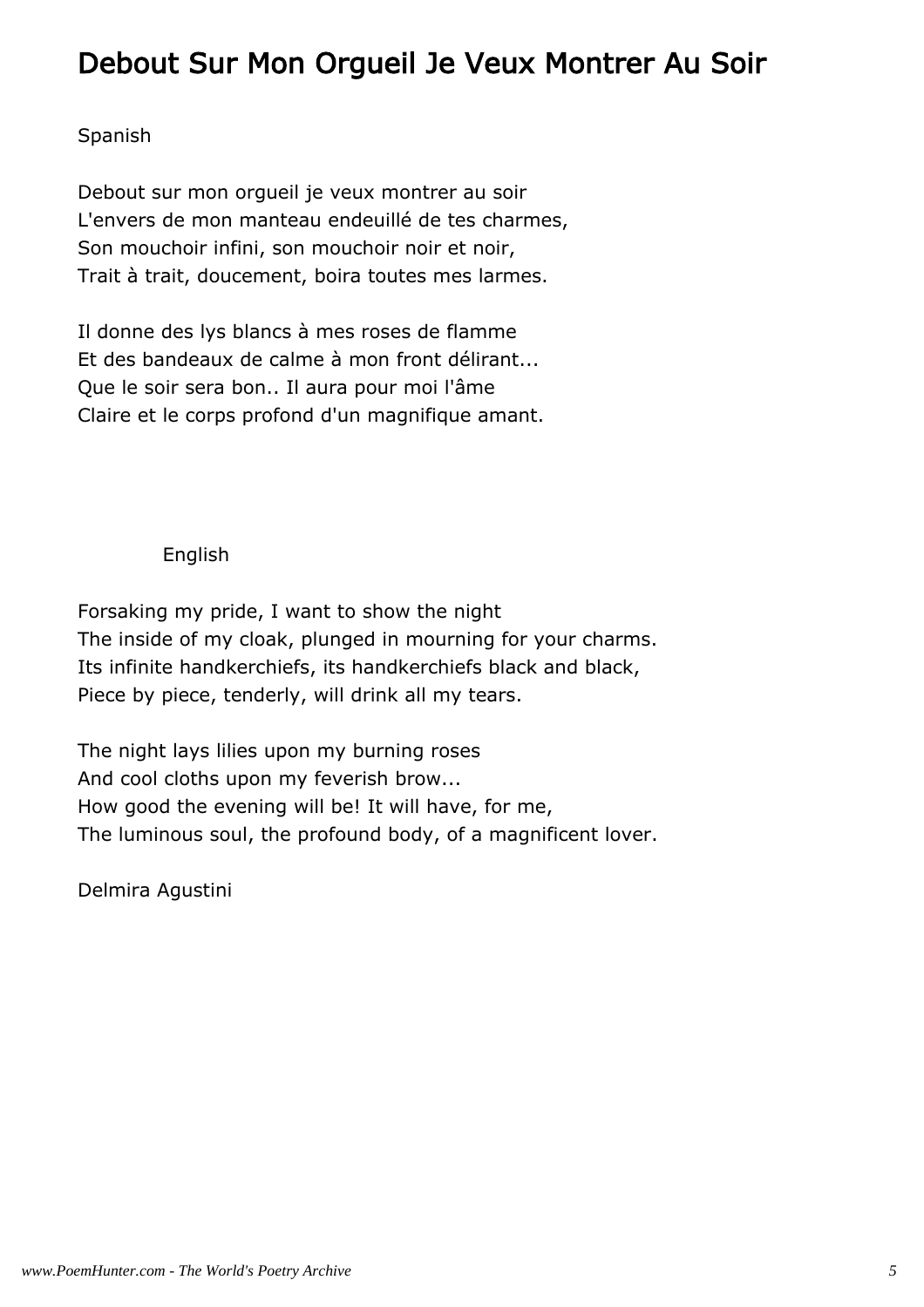# Debout Sur Mon Orgueil Je Veux Montrer Au Soir

Spanish

Debout sur mon orgueil je veux montrer au soir
L'envers de mon manteau endeuillé de tes charmes,
Son mouchoir infini, son mouchoir noir et noir,
Trait à trait, doucement, boira toutes mes larmes.

Il donne des lys blancs à mes roses de flamme
Et des bandeaux de calme à mon front délirant...
Que le soir sera bon.. Il aura pour moi l'âme
Claire et le corps profond d'un magnifique amant.

English

Forsaking my pride, I want to show the night
The inside of my cloak, plunged in mourning for your charms.
Its infinite handkerchiefs, its handkerchiefs black and black,
Piece by piece, tenderly, will drink all my tears.

The night lays lilies upon my burning roses
And cool cloths upon my feverish brow...
How good the evening will be! It will have, for me,
The luminous soul, the profound body, of a magnificent lover.

Delmira Agustini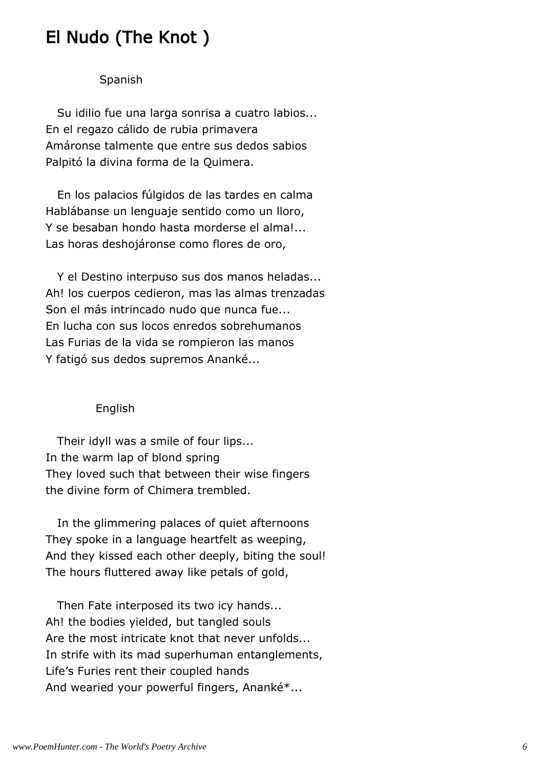# El Nudo (The Knot )

Spanish

Su idilio fue una larga sonrisa a cuatro labios...
En el regazo cálido de rubia primavera
Amáronse talmente que entre sus dedos sabios
Palpitó la divina forma de la Quimera.

En los palacios fúlgidos de las tardes en calma
Hablábanse un lenguaje sentido como un lloro,
Y se besaban hondo hasta morderse el alma!...
Las horas deshojáronse como flores de oro,

Y el Destino interpuso sus dos manos heladas...
Ah! los cuerpos cedieron, mas las almas trenzadas
Son el más intrincado nudo que nunca fue...
En lucha con sus locos enredos sobrehumanos
Las Furias de la vida se rompieron las manos
Y fatigó sus dedos supremos Ananké...

English

Their idyll was a smile of four lips...
In the warm lap of blond spring
They loved such that between their wise fingers
the divine form of Chimera trembled.

In the glimmering palaces of quiet afternoons
They spoke in a language heartfelt as weeping,
And they kissed each other deeply, biting the soul!
The hours fluttered away like petals of gold,

Then Fate interposed its two icy hands...
Ah! the bodies yielded, but tangled souls
Are the most intricate knot that never unfolds...
In strife with its mad superhuman entanglements,
Life's Furies rent their coupled hands
And wearied your powerful fingers, Ananké*...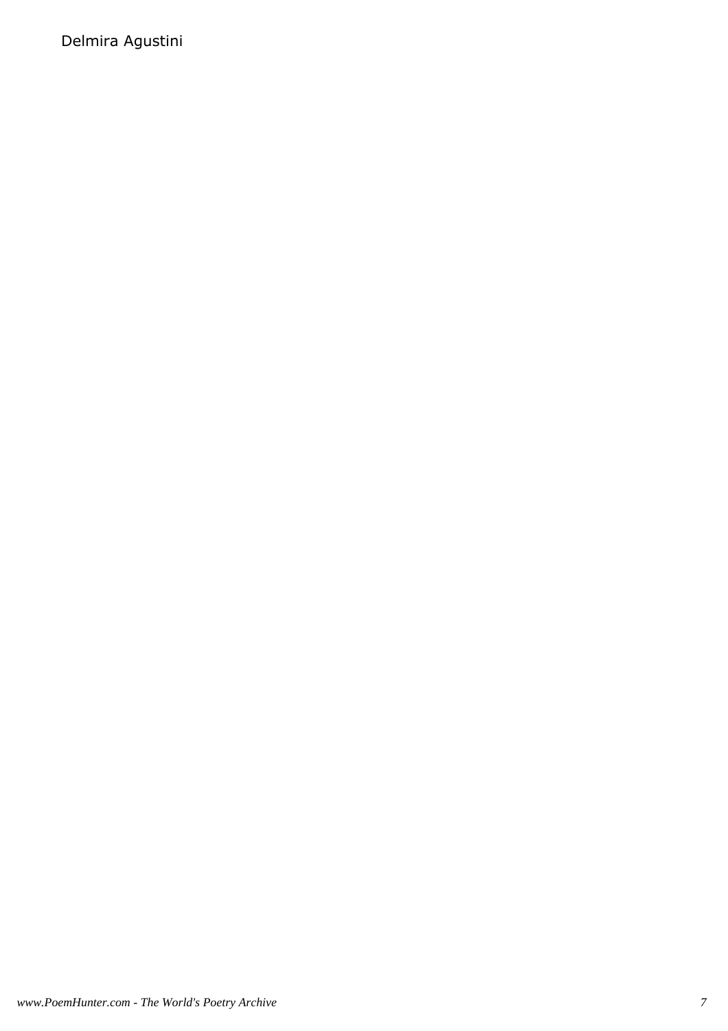Delmira Agustini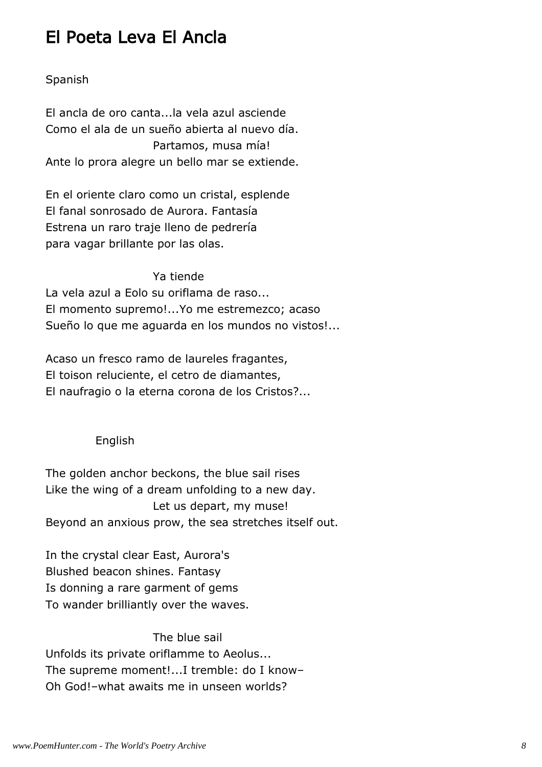# El Poeta Leva El Ancla

Spanish

El ancla de oro canta...la vela azul asciende
Como el ala de un sueño abierta al nuevo día.
Partamos, musa mía!
Ante lo prora alegre un bello mar se extiende.

En el oriente claro como un cristal, esplende
El fanal sonrosado de Aurora. Fantasía
Estrena un raro traje lleno de pedrería
para vagar brillante por las olas.

Ya tiende
La vela azul a Eolo su oriflama de raso...
El momento supremo!...Yo me estremezco; acaso
Sueño lo que me aguarda en los mundos no vistos!...

Acaso un fresco ramo de laureles fragantes,
El toison reluciente, el cetro de diamantes,
El naufragio o la eterna corona de los Cristos?...

English

The golden anchor beckons, the blue sail rises
Like the wing of a dream unfolding to a new day.
Let us depart, my muse!
Beyond an anxious prow, the sea stretches itself out.

In the crystal clear East, Aurora's
Blushed beacon shines. Fantasy
Is donning a rare garment of gems
To wander brilliantly over the waves.

The blue sail
Unfolds its private oriflamme to Aeolus...
The supreme moment!...I tremble: do I know–
Oh God!–what awaits me in unseen worlds?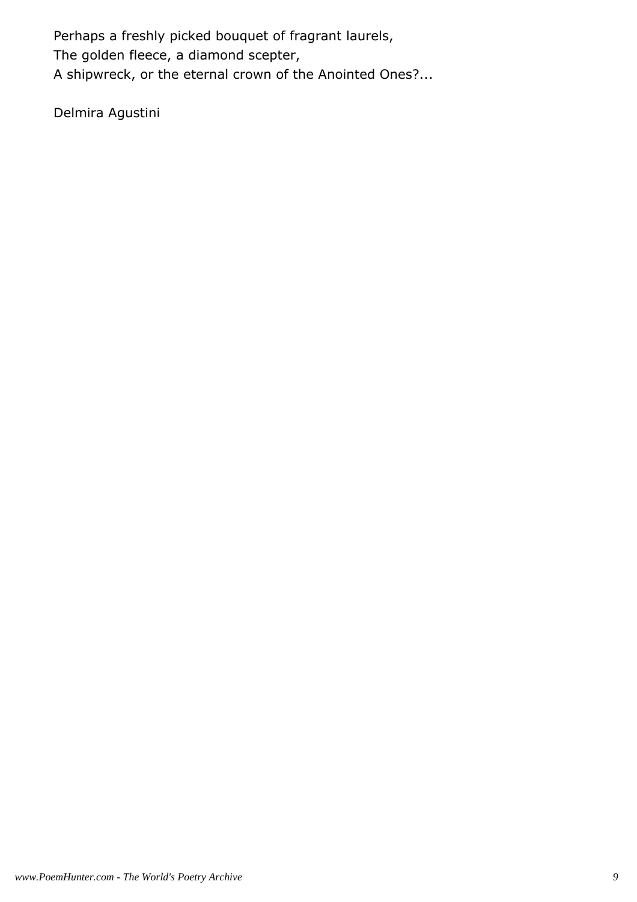Perhaps a freshly picked bouquet of fragrant laurels,
The golden fleece, a diamond scepter,
A shipwreck, or the eternal crown of the Anointed Ones?...

Delmira Agustini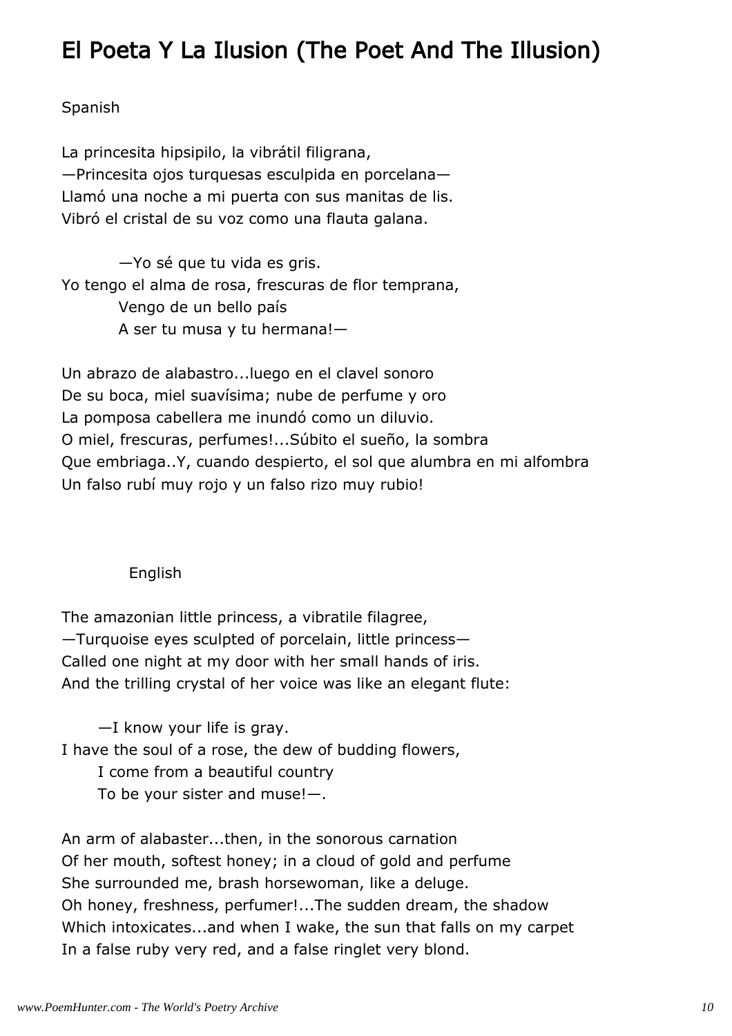# El Poeta Y La Ilusion (The Poet And The Illusion)

Spanish

La princesita hipsipilo, la vibrátil filigrana,
—Princesita ojos turquesas esculpida en porcelana—
Llamó una noche a mi puerta con sus manitas de lis.
Vibró el cristal de su voz como una flauta galana.

—Yo sé que tu vida es gris.
Yo tengo el alma de rosa, frescuras de flor temprana,
Vengo de un bello país
A ser tu musa y tu hermana!—

Un abrazo de alabastro...luego en el clavel sonoro
De su boca, miel suavísima; nube de perfume y oro
La pomposa cabellera me inundó como un diluvio.
O miel, frescuras, perfumes!...Súbito el sueño, la sombra
Que embriaga..Y, cuando despierto, el sol que alumbra en mi alfombra
Un falso rubí muy rojo y un falso rizo muy rubio!

English

The amazonian little princess, a vibratile filagree,
—Turquoise eyes sculpted of porcelain, little princess—
Called one night at my door with her small hands of iris.
And the trilling crystal of her voice was like an elegant flute:

—I know your life is gray.
I have the soul of a rose, the dew of budding flowers,
I come from a beautiful country
To be your sister and muse!—.

An arm of alabaster...then, in the sonorous carnation
Of her mouth, softest honey; in a cloud of gold and perfume
She surrounded me, brash horsewoman, like a deluge.
Oh honey, freshness, perfumer!...The sudden dream, the shadow
Which intoxicates...and when I wake, the sun that falls on my carpet
In a false ruby very red, and a false ringlet very blond.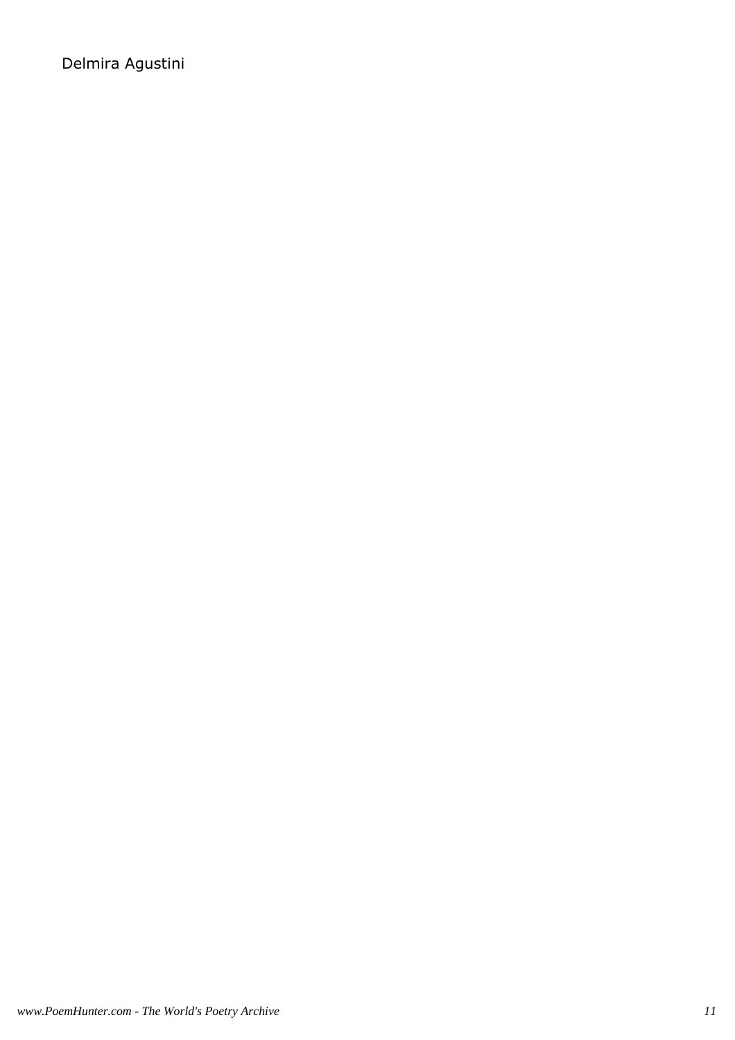Delmira Agustini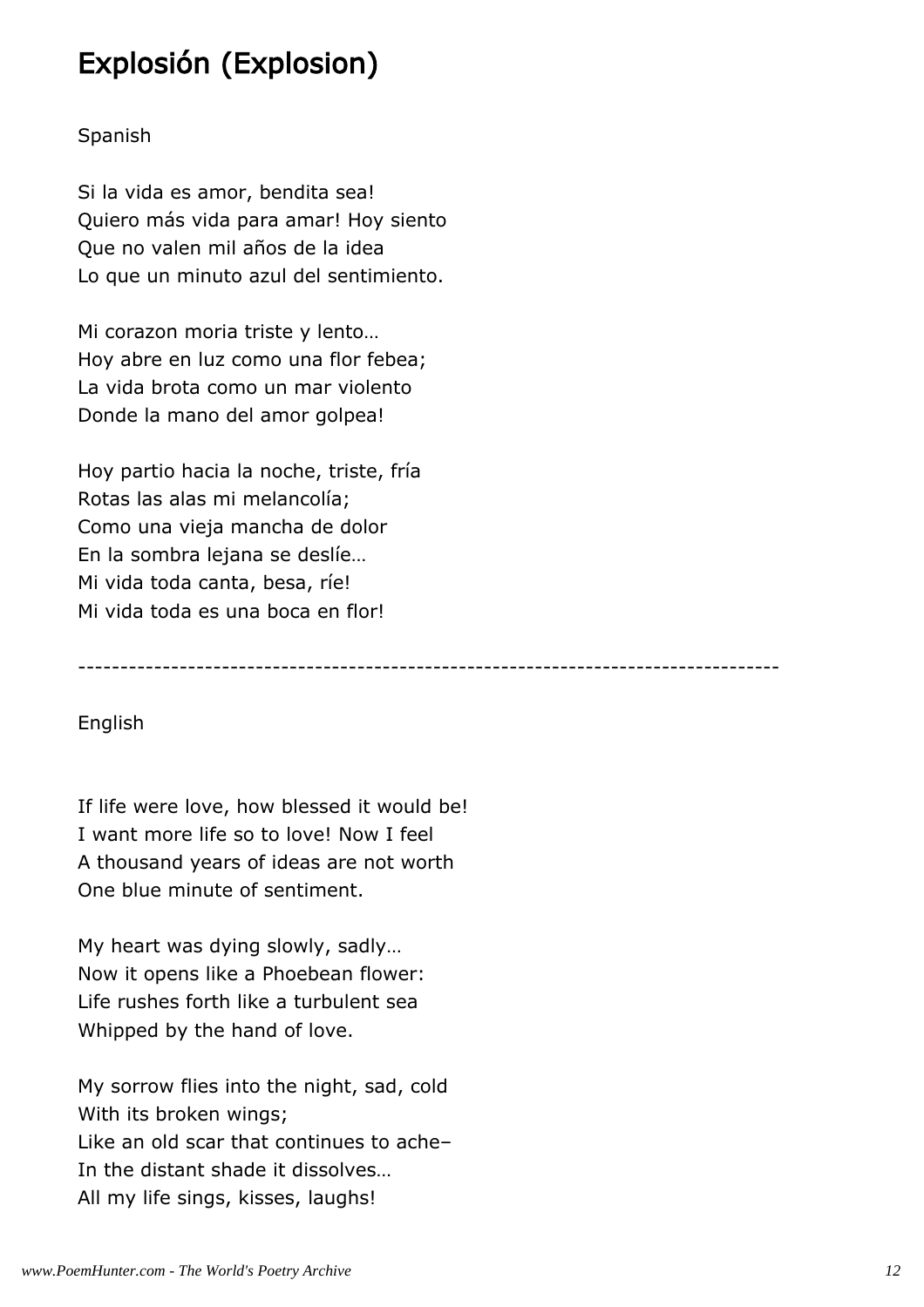# Explosión (Explosion)

Spanish

Si la vida es amor, bendita sea!
Quiero más vida para amar! Hoy siento
Que no valen mil años de la idea
Lo que un minuto azul del sentimiento.

Mi corazon moria triste y lento…
Hoy abre en luz como una flor febea;
La vida brota como un mar violento
Donde la mano del amor golpea!

Hoy partio hacia la noche, triste, fría
Rotas las alas mi melancolía;
Como una vieja mancha de dolor
En la sombra lejana se deslíe…
Mi vida toda canta, besa, ríe!
Mi vida toda es una boca en flor!

---

English

If life were love, how blessed it would be!
I want more life so to love! Now I feel
A thousand years of ideas are not worth
One blue minute of sentiment.

My heart was dying slowly, sadly…
Now it opens like a Phoebean flower:
Life rushes forth like a turbulent sea
Whipped by the hand of love.

My sorrow flies into the night, sad, cold
With its broken wings;
Like an old scar that continues to ache–
In the distant shade it dissolves…
All my life sings, kisses, laughs!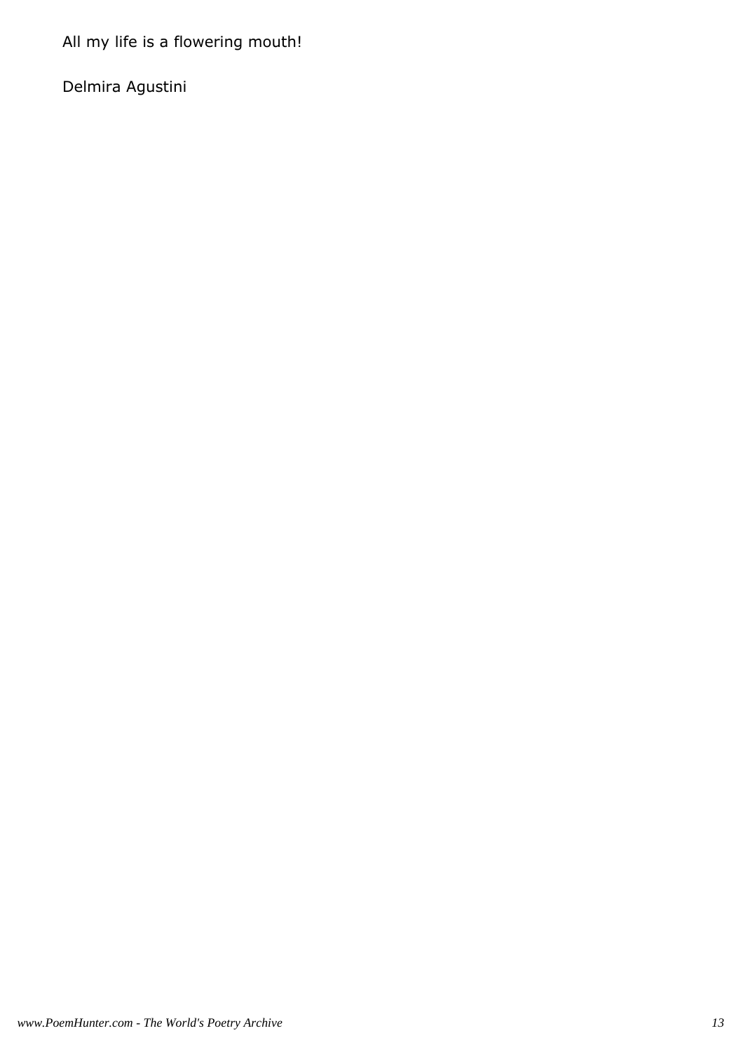All my life is a flowering mouth!

Delmira Agustini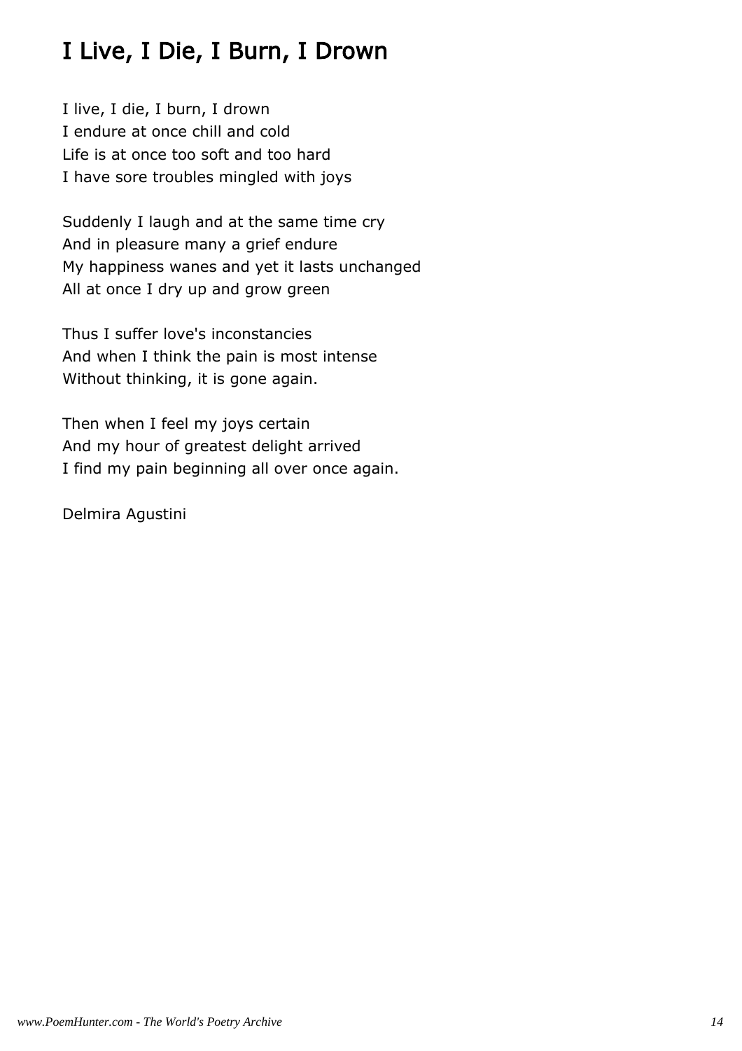# I Live, I Die, I Burn, I Drown

I live, I die, I burn, I drown  
I endure at once chill and cold  
Life is at once too soft and too hard  
I have sore troubles mingled with joys

Suddenly I laugh and at the same time cry  
And in pleasure many a grief endure  
My happiness wanes and yet it lasts unchanged  
All at once I dry up and grow green

Thus I suffer love's inconstancies  
And when I think the pain is most intense  
Without thinking, it is gone again.

Then when I feel my joys certain  
And my hour of greatest delight arrived  
I find my pain beginning all over once again.

Delmira Agustini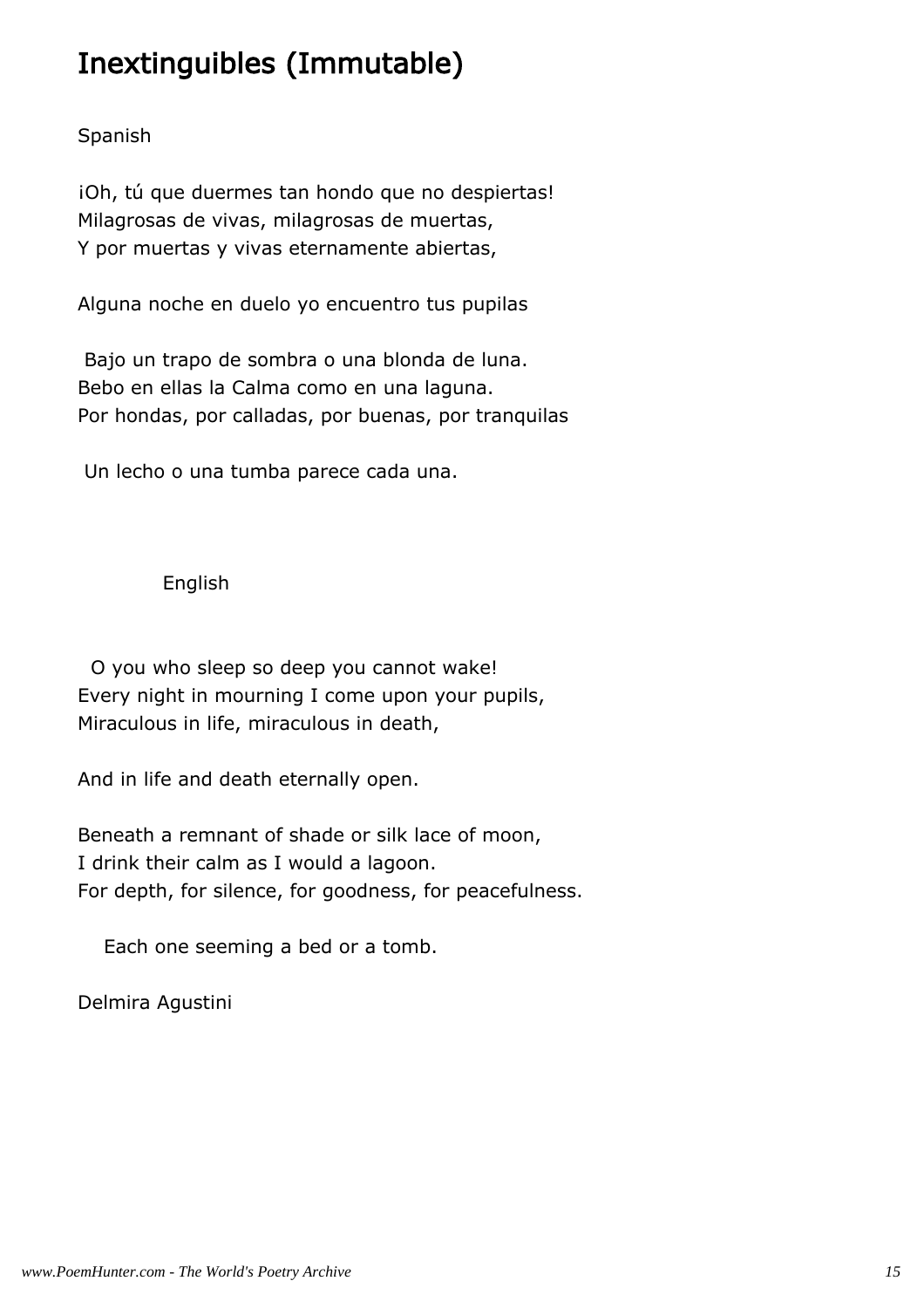# Inextinguibles (Immutable)

Spanish

¡Oh, tú que duermes tan hondo que no despiertas!
Milagrosas de vivas, milagrosas de muertas,
Y por muertas y vivas eternamente abiertas,

Alguna noche en duelo yo encuentro tus pupilas

Bajo un trapo de sombra o una blonda de luna.
Bebo en ellas la Calma como en una laguna.
Por hondas, por calladas, por buenas, por tranquilas

Un lecho o una tumba parece cada una.

English

O you who sleep so deep you cannot wake!
Every night in mourning I come upon your pupils,
Miraculous in life, miraculous in death,

And in life and death eternally open.

Beneath a remnant of shade or silk lace of moon,
I drink their calm as I would a lagoon.
For depth, for silence, for goodness, for peacefulness.

Each one seeming a bed or a tomb.

Delmira Agustini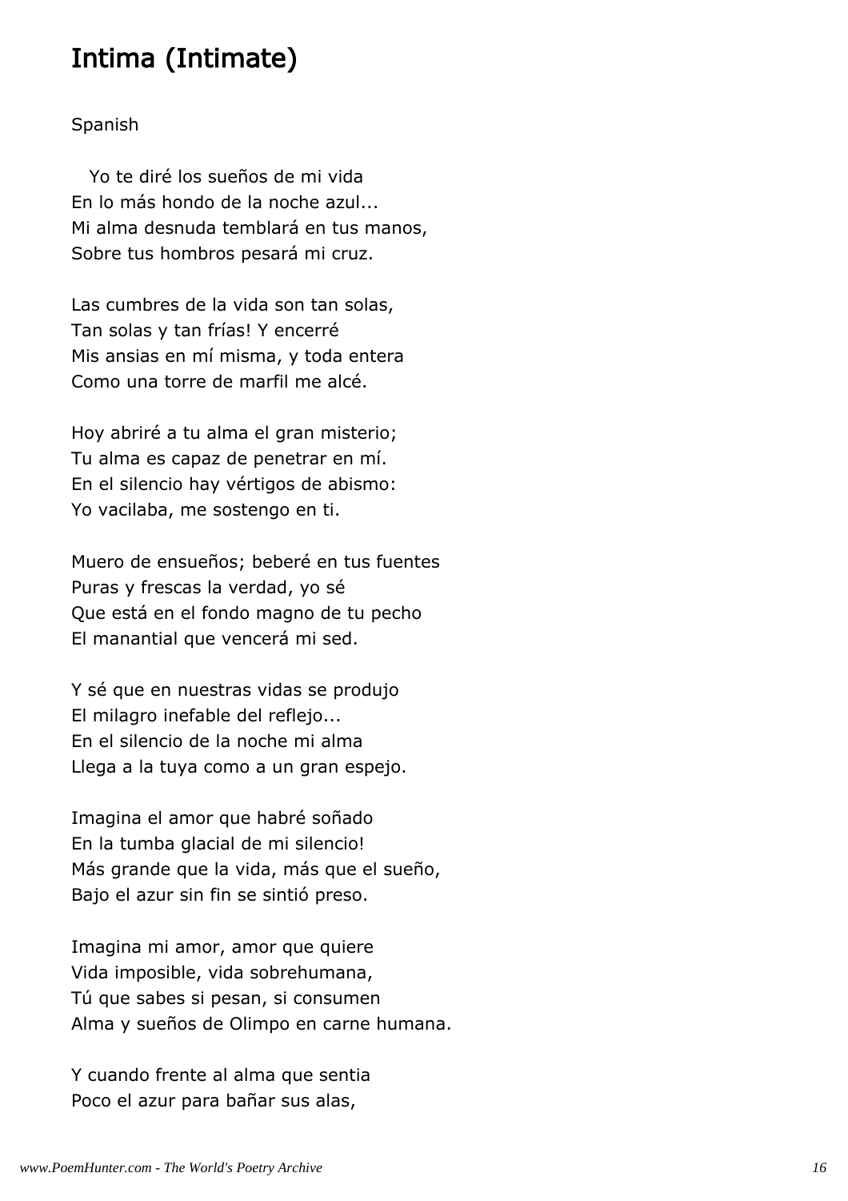# Intima (Intimate)

Spanish

Yo te diré los sueños de mi vida
En lo más hondo de la noche azul...
Mi alma desnuda temblará en tus manos,
Sobre tus hombros pesará mi cruz.

Las cumbres de la vida son tan solas,
Tan solas y tan frías! Y encerré
Mis ansias en mí misma, y toda entera
Como una torre de marfil me alcé.

Hoy abriré a tu alma el gran misterio;
Tu alma es capaz de penetrar en mí.
En el silencio hay vértigos de abismo:
Yo vacilaba, me sostengo en ti.

Muero de ensueños; beberé en tus fuentes
Puras y frescas la verdad, yo sé
Que está en el fondo magno de tu pecho
El manantial que vencerá mi sed.

Y sé que en nuestras vidas se produjo
El milagro inefable del reflejo...
En el silencio de la noche mi alma
Llega a la tuya como a un gran espejo.

Imagina el amor que habré soñado
En la tumba glacial de mi silencio!
Más grande que la vida, más que el sueño,
Bajo el azur sin fin se sintió preso.

Imagina mi amor, amor que quiere
Vida imposible, vida sobrehumana,
Tú que sabes si pesan, si consumen
Alma y sueños de Olimpo en carne humana.

Y cuando frente al alma que sentia
Poco el azur para bañar sus alas,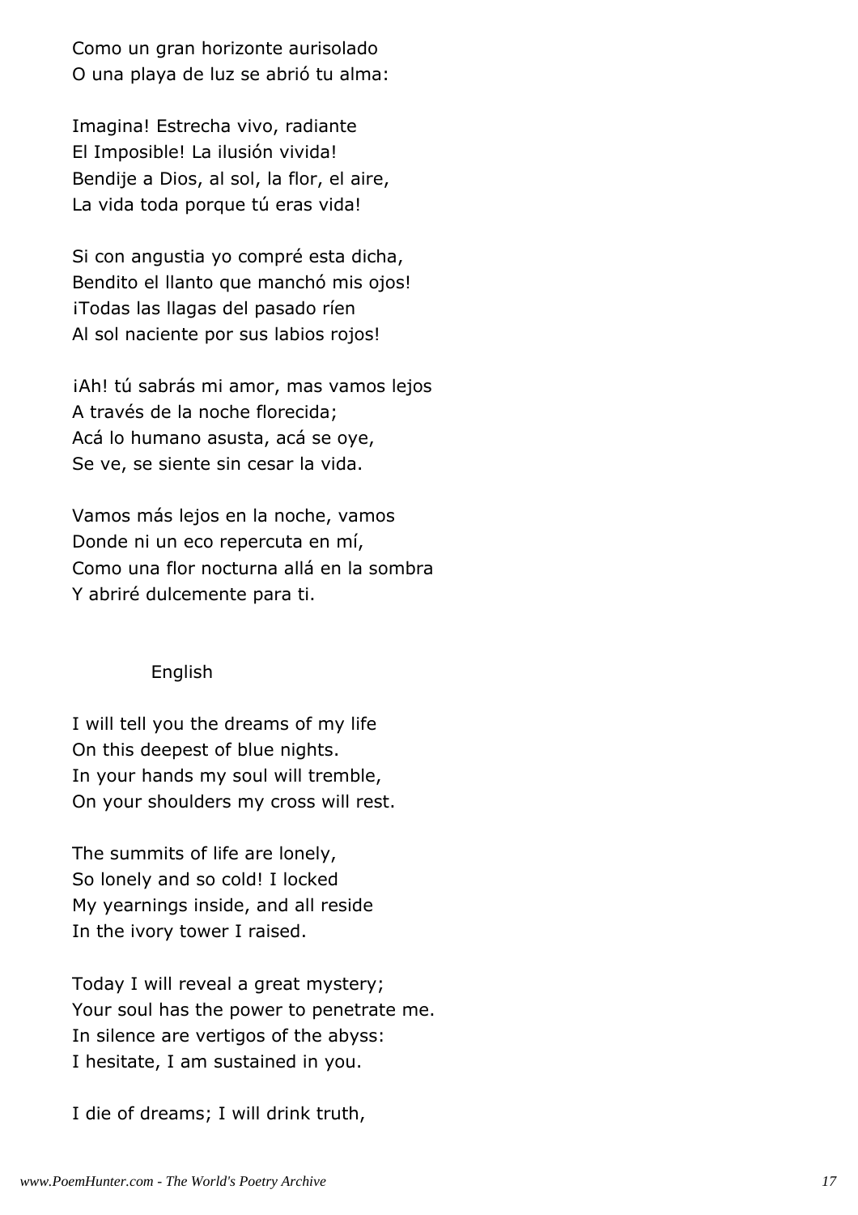Como un gran horizonte aurisolado
O una playa de luz se abrió tu alma:

Imagina! Estrecha vivo, radiante
El Imposible! La ilusión vivida!
Bendije a Dios, al sol, la flor, el aire,
La vida toda porque tú eras vida!

Si con angustia yo compré esta dicha,
Bendito el llanto que manchó mis ojos!
¡Todas las llagas del pasado ríen
Al sol naciente por sus labios rojos!

¡Ah! tú sabrás mi amor, mas vamos lejos
A través de la noche florecida;
Acá lo humano asusta, acá se oye,
Se ve, se siente sin cesar la vida.

Vamos más lejos en la noche, vamos
Donde ni un eco repercuta en mí,
Como una flor nocturna allá en la sombra
Y abriré dulcemente para ti.

English

I will tell you the dreams of my life
On this deepest of blue nights.
In your hands my soul will tremble,
On your shoulders my cross will rest.

The summits of life are lonely,
So lonely and so cold! I locked
My yearnings inside, and all reside
In the ivory tower I raised.

Today I will reveal a great mystery;
Your soul has the power to penetrate me.
In silence are vertigos of the abyss:
I hesitate, I am sustained in you.

I die of dreams; I will drink truth,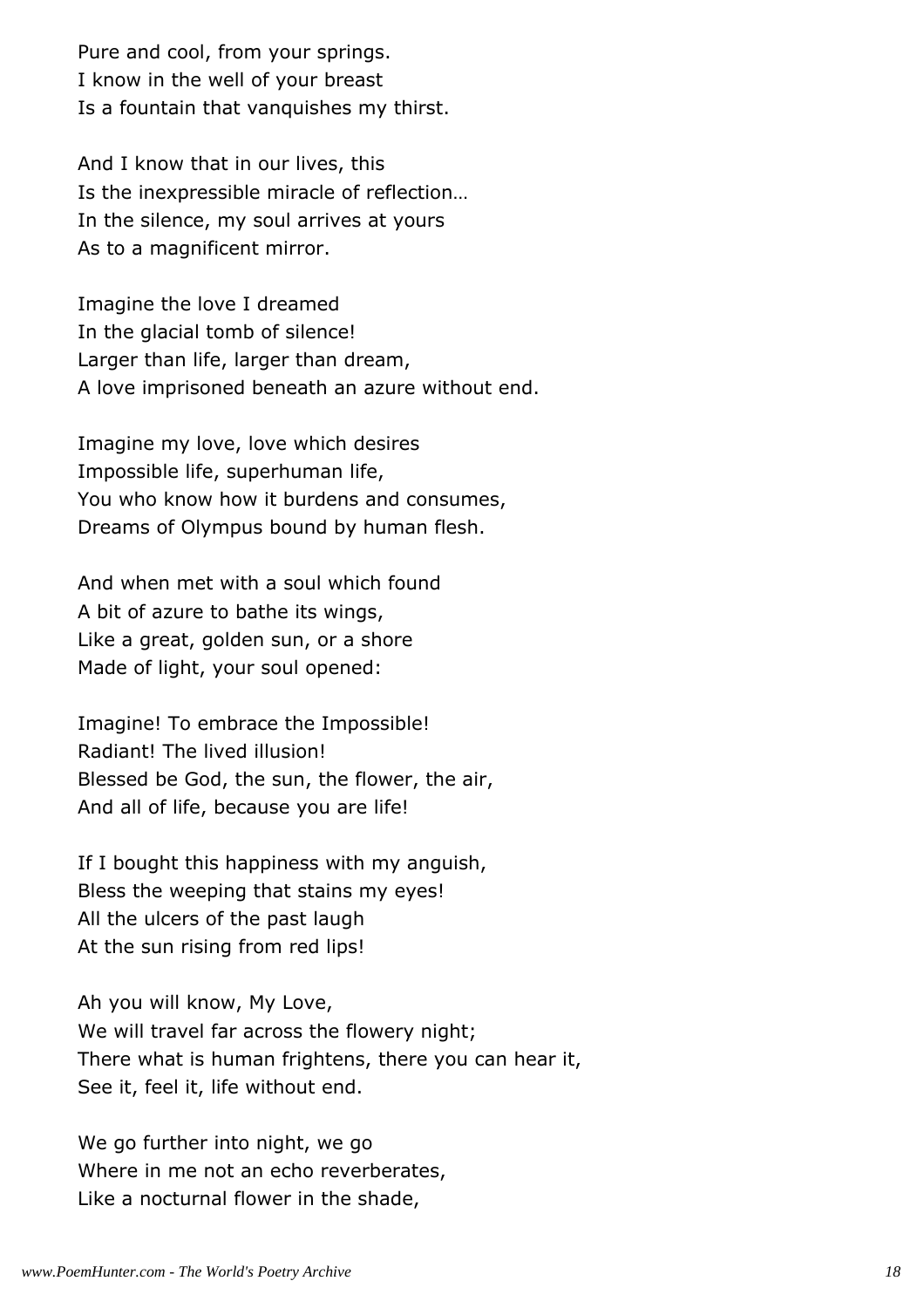Pure and cool, from your springs.
I know in the well of your breast
Is a fountain that vanquishes my thirst.

And I know that in our lives, this
Is the inexpressible miracle of reflection…
In the silence, my soul arrives at yours
As to a magnificent mirror.

Imagine the love I dreamed
In the glacial tomb of silence!
Larger than life, larger than dream,
A love imprisoned beneath an azure without end.

Imagine my love, love which desires
Impossible life, superhuman life,
You who know how it burdens and consumes,
Dreams of Olympus bound by human flesh.

And when met with a soul which found
A bit of azure to bathe its wings,
Like a great, golden sun, or a shore
Made of light, your soul opened:

Imagine! To embrace the Impossible!
Radiant! The lived illusion!
Blessed be God, the sun, the flower, the air,
And all of life, because you are life!

If I bought this happiness with my anguish,
Bless the weeping that stains my eyes!
All the ulcers of the past laugh
At the sun rising from red lips!

Ah you will know, My Love,
We will travel far across the flowery night;
There what is human frightens, there you can hear it,
See it, feel it, life without end.

We go further into night, we go
Where in me not an echo reverberates,
Like a nocturnal flower in the shade,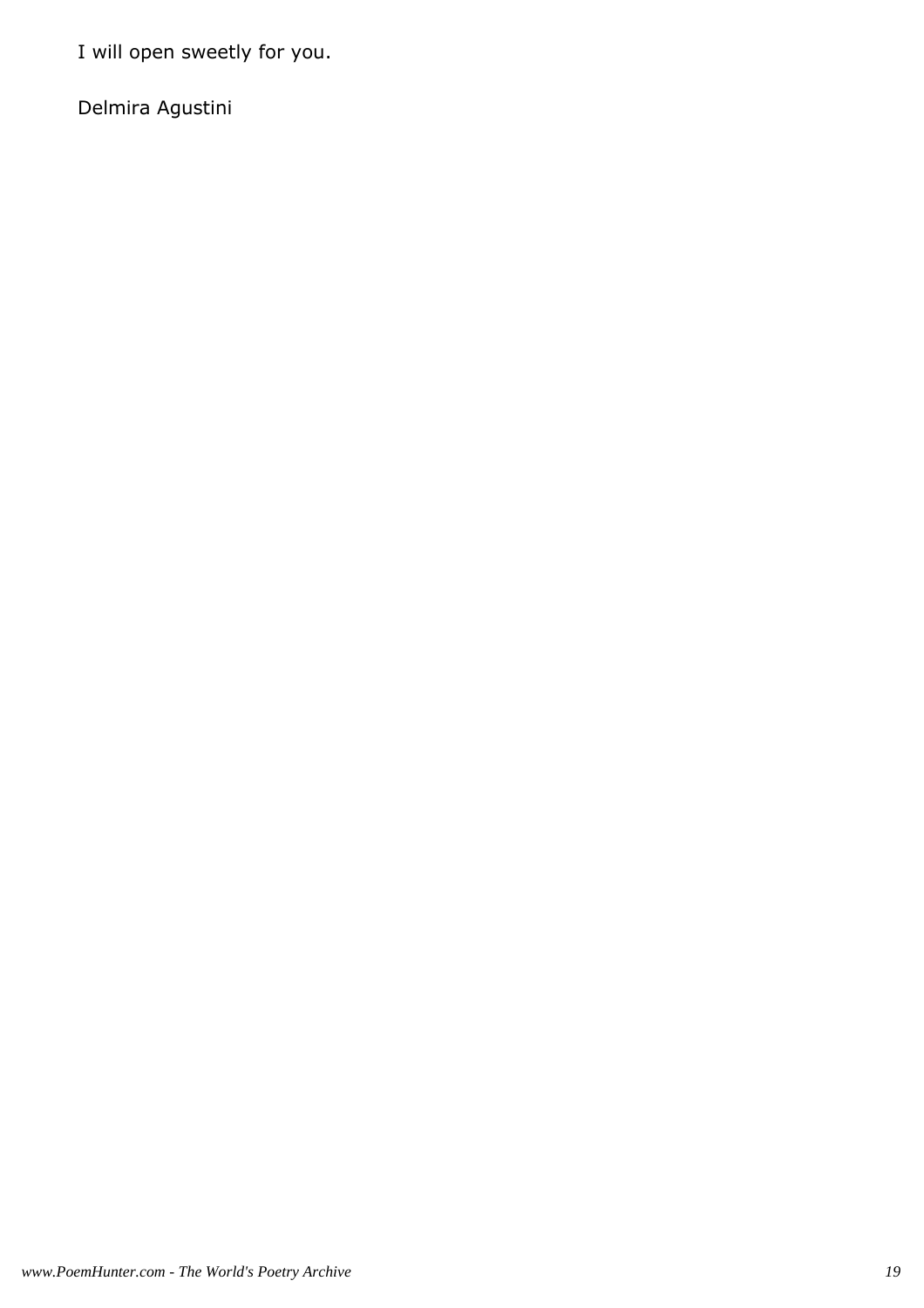I will open sweetly for you.

Delmira Agustini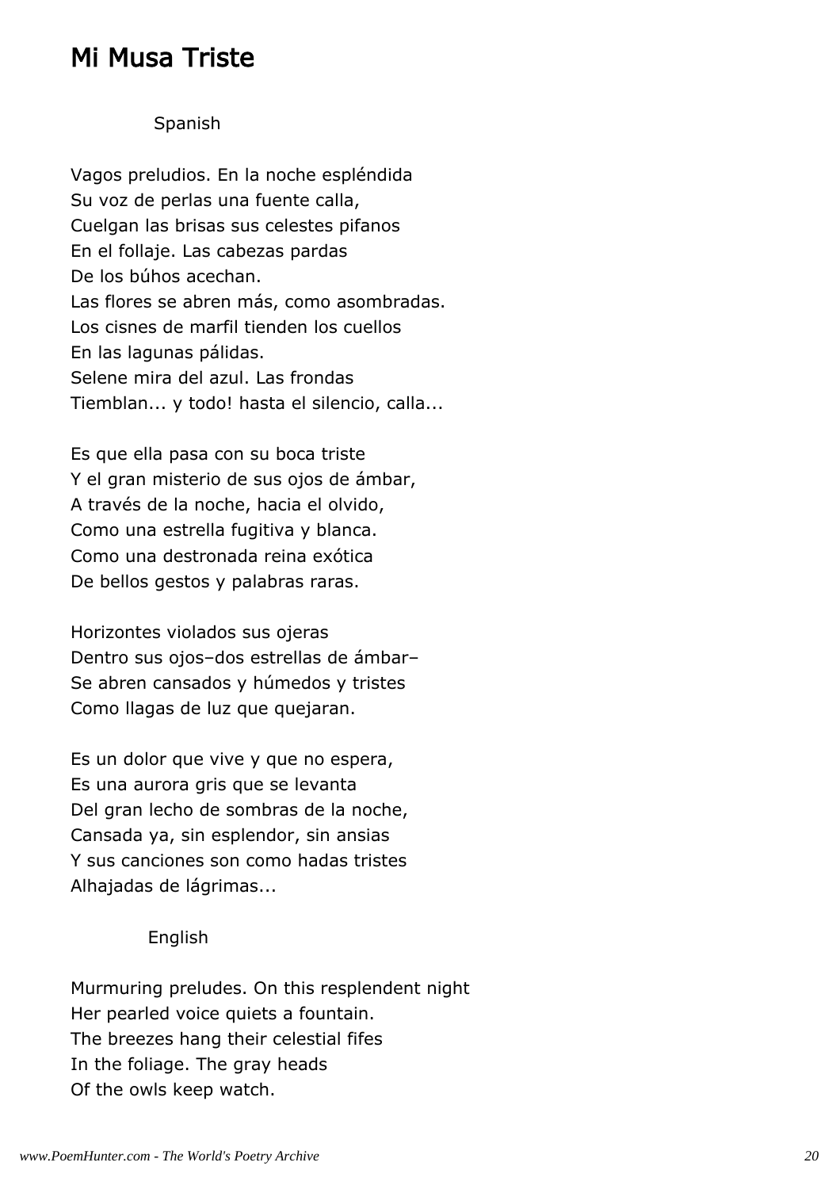## Mi Musa Triste

Spanish

Vagos preludios. En la noche espléndida
Su voz de perlas una fuente calla,
Cuelgan las brisas sus celestes pifanos
En el follaje. Las cabezas pardas
De los búhos acechan.
Las flores se abren más, como asombradas.
Los cisnes de marfil tienden los cuellos
En las lagunas pálidas.
Selene mira del azul. Las frondas
Tiemblan... y todo! hasta el silencio, calla...

Es que ella pasa con su boca triste
Y el gran misterio de sus ojos de ámbar,
A través de la noche, hacia el olvido,
Como una estrella fugitiva y blanca.
Como una destronada reina exótica
De bellos gestos y palabras raras.

Horizontes violados sus ojeras
Dentro sus ojos–dos estrellas de ámbar–
Se abren cansados y húmedos y tristes
Como llagas de luz que quejaran.

Es un dolor que vive y que no espera,
Es una aurora gris que se levanta
Del gran lecho de sombras de la noche,
Cansada ya, sin esplendor, sin ansias
Y sus canciones son como hadas tristes
Alhajadas de lágrimas...

English

Murmuring preludes. On this resplendent night
Her pearled voice quiets a fountain.
The breezes hang their celestial fifes
In the foliage. The gray heads
Of the owls keep watch.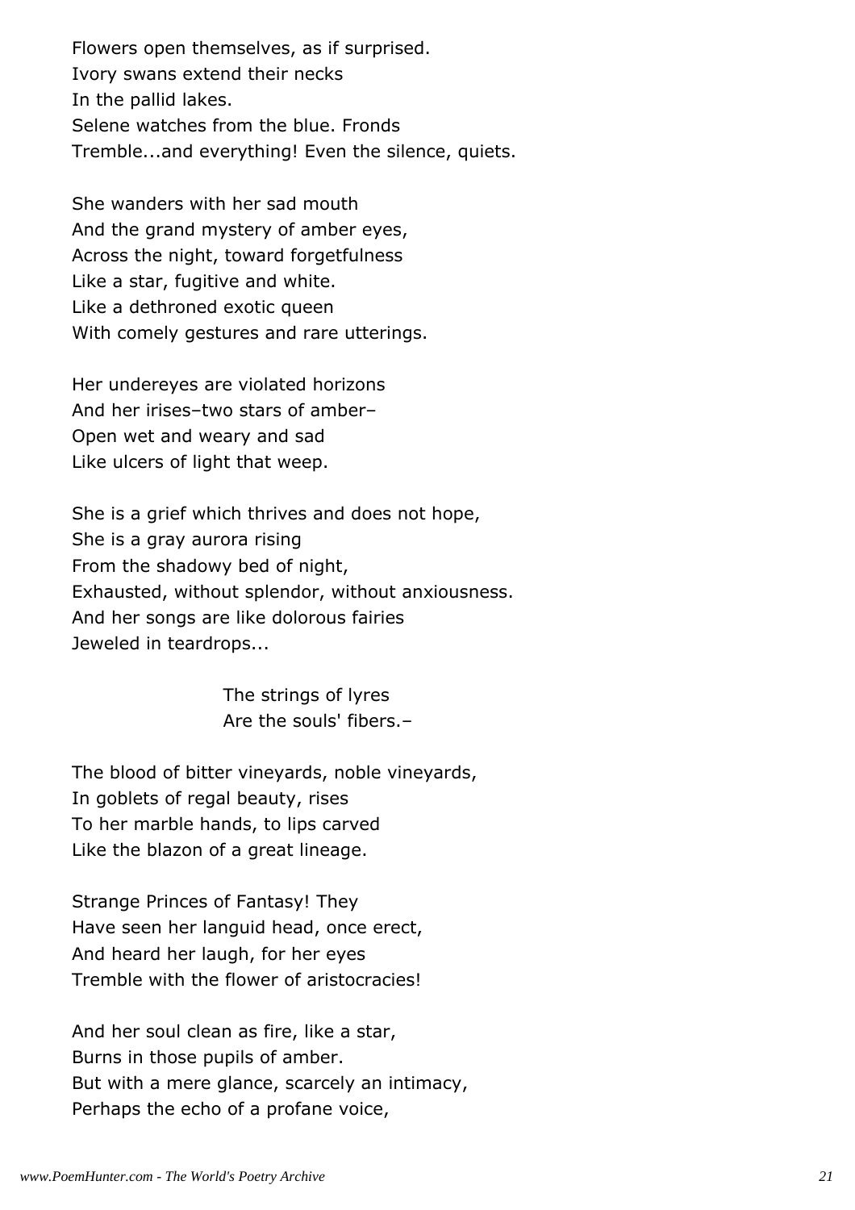Flowers open themselves, as if surprised.
Ivory swans extend their necks
In the pallid lakes.
Selene watches from the blue. Fronds
Tremble...and everything! Even the silence, quiets.

She wanders with her sad mouth
And the grand mystery of amber eyes,
Across the night, toward forgetfulness
Like a star, fugitive and white.
Like a dethroned exotic queen
With comely gestures and rare utterings.

Her undereyes are violated horizons
And her irises–two stars of amber–
Open wet and weary and sad
Like ulcers of light that weep.

She is a grief which thrives and does not hope,
She is a gray aurora rising
From the shadowy bed of night,
Exhausted, without splendor, without anxiousness.
And her songs are like dolorous fairies
Jeweled in teardrops...

The strings of lyres
Are the souls' fibers.–

The blood of bitter vineyards, noble vineyards,
In goblets of regal beauty, rises
To her marble hands, to lips carved
Like the blazon of a great lineage.

Strange Princes of Fantasy! They
Have seen her languid head, once erect,
And heard her laugh, for her eyes
Tremble with the flower of aristocracies!

And her soul clean as fire, like a star,
Burns in those pupils of amber.
But with a mere glance, scarcely an intimacy,
Perhaps the echo of a profane voice,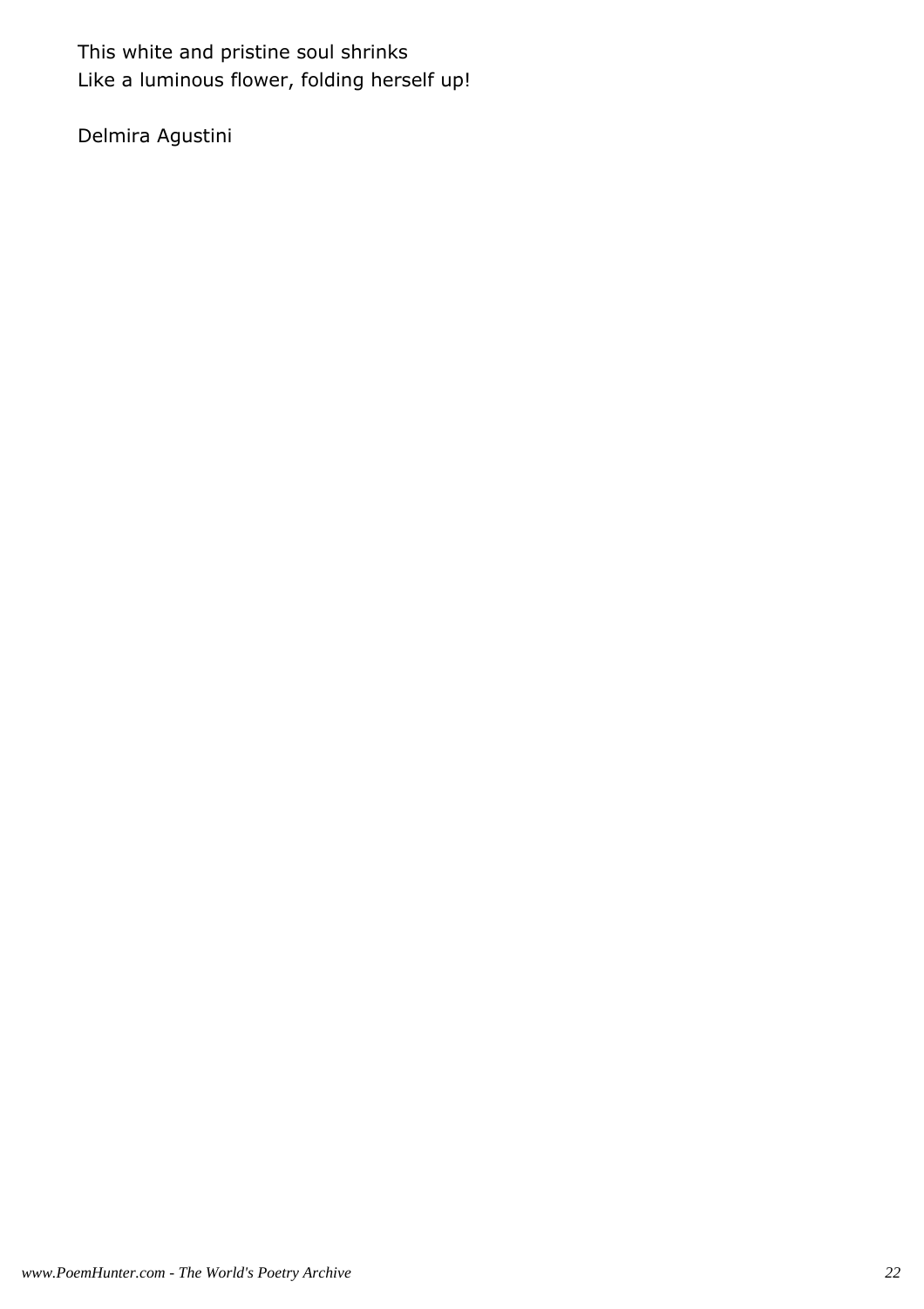This white and pristine soul shrinks
Like a luminous flower, folding herself up!

Delmira Agustini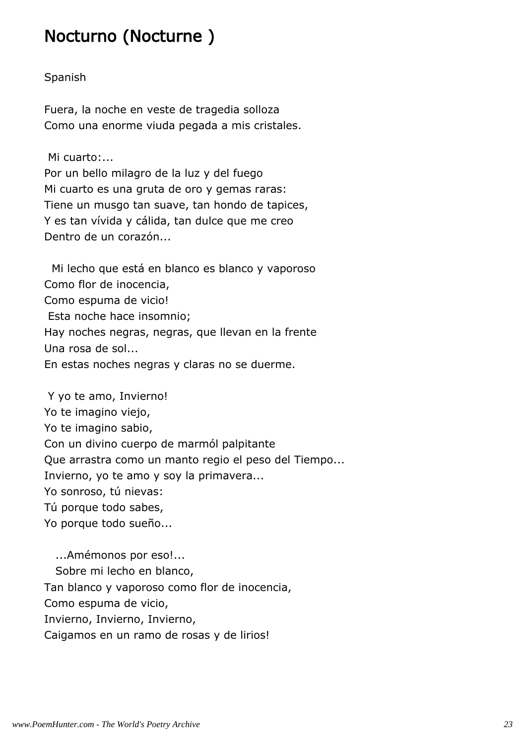# Nocturno (Nocturne )

Spanish

Fuera, la noche en veste de tragedia solloza
Como una enorme viuda pegada a mis cristales.

Mi cuarto:...
Por un bello milagro de la luz y del fuego
Mi cuarto es una gruta de oro y gemas raras:
Tiene un musgo tan suave, tan hondo de tapices,
Y es tan vívida y cálida, tan dulce que me creo
Dentro de un corazón...

Mi lecho que está en blanco es blanco y vaporoso
Como flor de inocencia,
Como espuma de vicio!
Esta noche hace insomnio;
Hay noches negras, negras, que llevan en la frente
Una rosa de sol...
En estas noches negras y claras no se duerme.

Y yo te amo, Invierno!
Yo te imagino viejo,
Yo te imagino sabio,
Con un divino cuerpo de marmól palpitante
Que arrastra como un manto regio el peso del Tiempo...
Invierno, yo te amo y soy la primavera...
Yo sonroso, tú nievas:
Tú porque todo sabes,
Yo porque todo sueño...

...Amémonos por eso!...
Sobre mi lecho en blanco,
Tan blanco y vaporoso como flor de inocencia,
Como espuma de vicio,
Invierno, Invierno, Invierno,
Caigamos en un ramo de rosas y de lirios!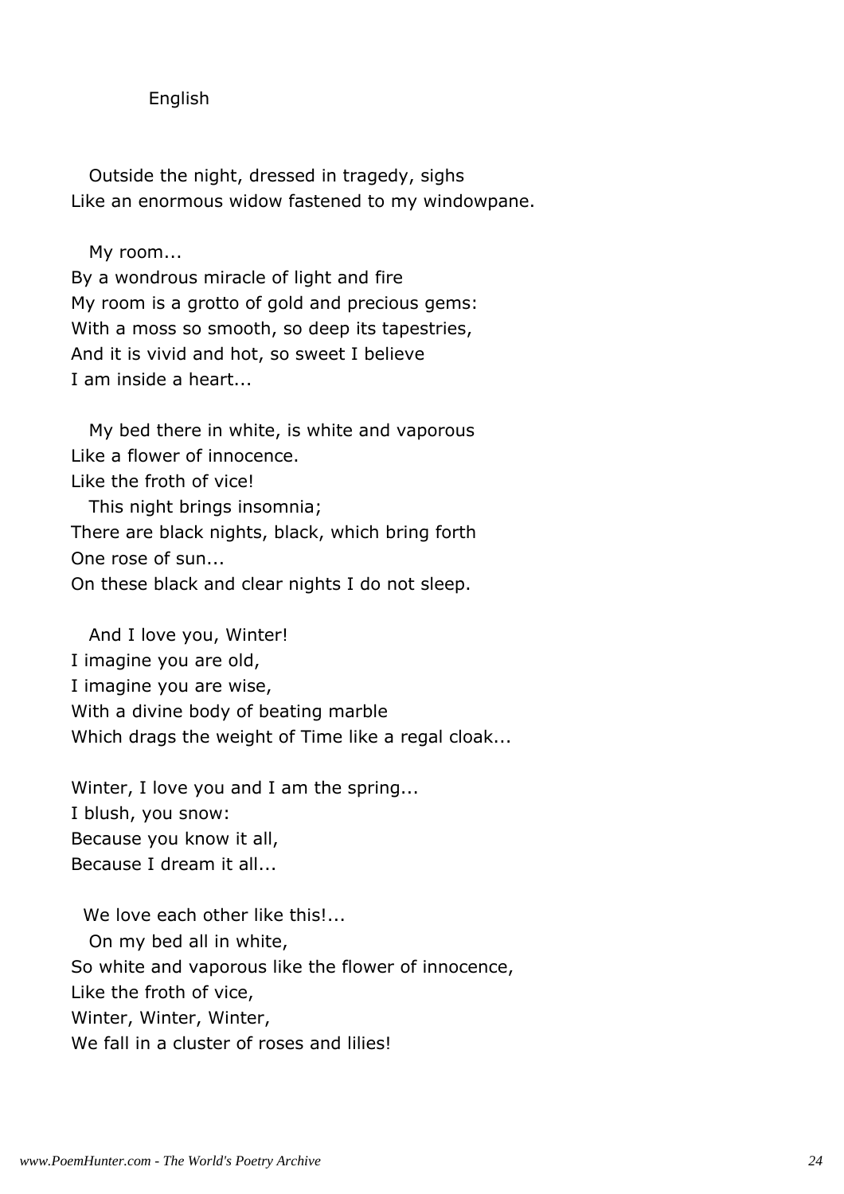English

Outside the night, dressed in tragedy, sighs
Like an enormous widow fastened to my windowpane.

My room...
By a wondrous miracle of light and fire
My room is a grotto of gold and precious gems:
With a moss so smooth, so deep its tapestries,
And it is vivid and hot, so sweet I believe
I am inside a heart...

My bed there in white, is white and vaporous
Like a flower of innocence.
Like the froth of vice!
This night brings insomnia;
There are black nights, black, which bring forth
One rose of sun...
On these black and clear nights I do not sleep.

And I love you, Winter!
I imagine you are old,
I imagine you are wise,
With a divine body of beating marble
Which drags the weight of Time like a regal cloak...

Winter, I love you and I am the spring...
I blush, you snow:
Because you know it all,
Because I dream it all...

We love each other like this!...
On my bed all in white,
So white and vaporous like the flower of innocence,
Like the froth of vice,
Winter, Winter, Winter,
We fall in a cluster of roses and lilies!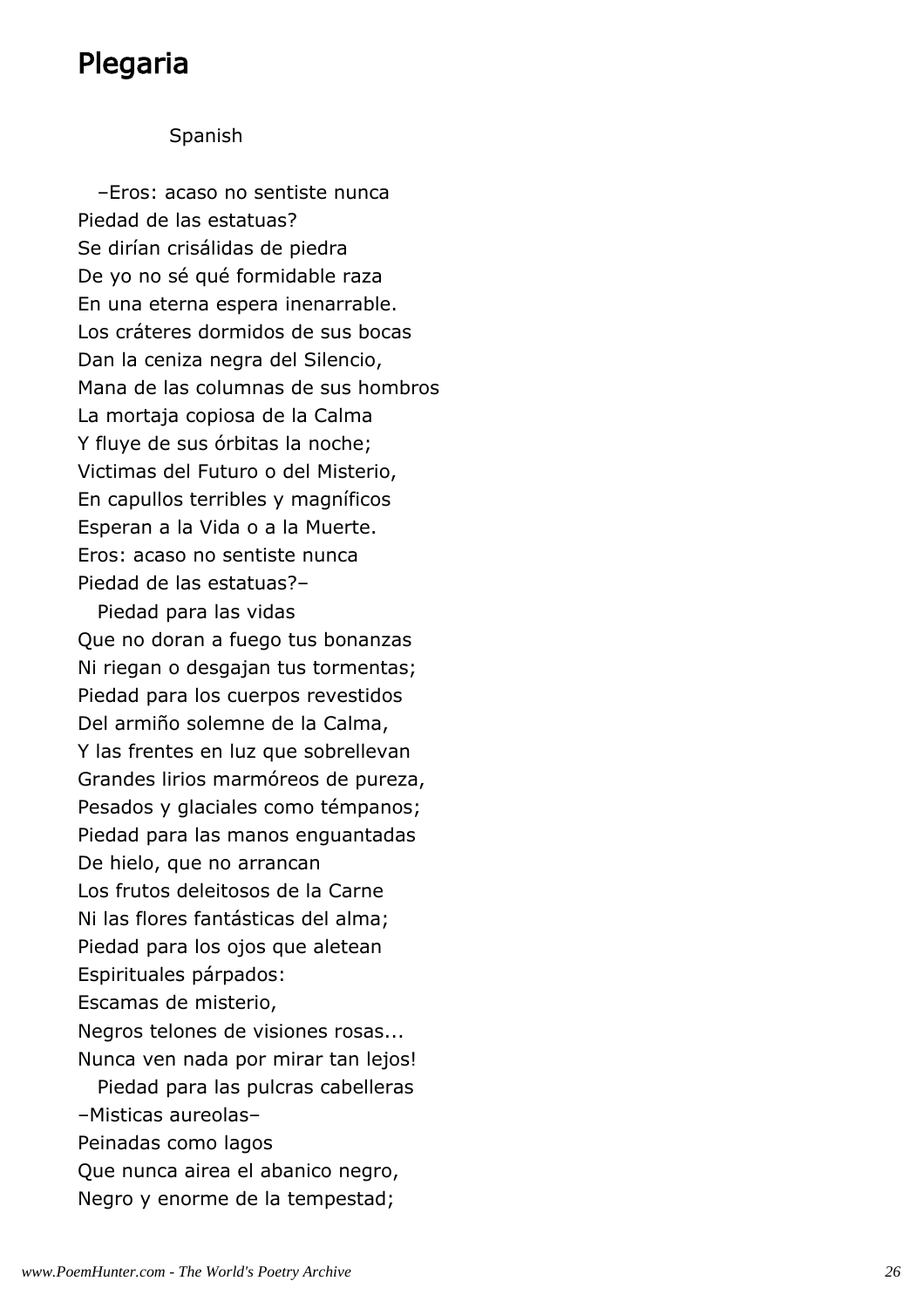# Plegaria

Spanish

–Eros: acaso no sentiste nunca
Piedad de las estatuas?
Se dirían crisálidas de piedra
De yo no sé qué formidable raza
En una eterna espera inenarrable.
Los cráteres dormidos de sus bocas
Dan la ceniza negra del Silencio,
Mana de las columnas de sus hombros
La mortaja copiosa de la Calma
Y fluye de sus órbitas la noche;
Victimas del Futuro o del Misterio,
En capullos terribles y magníficos
Esperan a la Vida o a la Muerte.
Eros: acaso no sentiste nunca
Piedad de las estatuas?–

Piedad para las vidas
Que no doran a fuego tus bonanzas
Ni riegan o desgajan tus tormentas;
Piedad para los cuerpos revestidos
Del armiño solemne de la Calma,
Y las frentes en luz que sobrellevan
Grandes lirios marmóreos de pureza,
Pesados y glaciales como témpanos;
Piedad para las manos enguantadas
De hielo, que no arrancan
Los frutos deleitosos de la Carne
Ni las flores fantásticas del alma;
Piedad para los ojos que aletean
Espirituales párpados:
Escamas de misterio,
Negros telones de visiones rosas...
Nunca ven nada por mirar tan lejos!

Piedad para las pulcras cabelleras
–Misticas aureolas–
Peinadas como lagos
Que nunca airea el abanico negro,
Negro y enorme de la tempestad;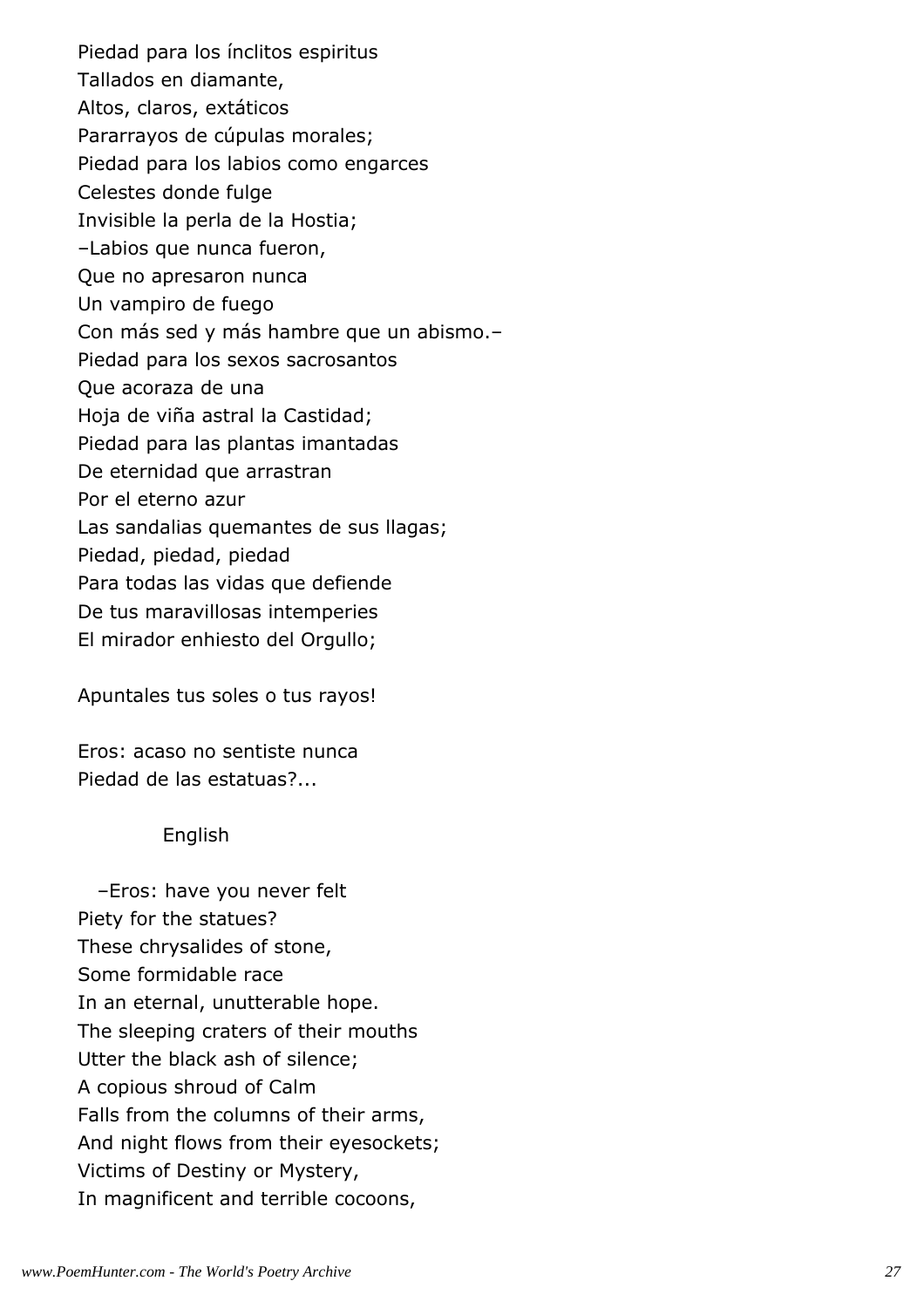Piedad para los ínclitos espiritus  
Tallados en diamante,  
Altos, claros, extáticos  
Pararrayos de cúpulas morales;  
Piedad para los labios como engarces  
Celestes donde fulge  
Invisible la perla de la Hostia;  
–Labios que nunca fueron,  
Que no apresaron nunca  
Un vampiro de fuego  
Con más sed y más hambre que un abismo.–  
Piedad para los sexos sacrosantos  
Que acoraza de una  
Hoja de viña astral la Castidad;  
Piedad para las plantas imantadas  
De eternidad que arrastran  
Por el eterno azur  
Las sandalias quemantes de sus llagas;  
Piedad, piedad, piedad  
Para todas las vidas que defiende  
De tus maravillosas intemperies  
El mirador enhiesto del Orgullo;

Apuntales tus soles o tus rayos!

Eros: acaso no sentiste nunca  
Piedad de las estatuas?...

English

–Eros: have you never felt  
Piety for the statues?  
These chrysalides of stone,  
Some formidable race  
In an eternal, unutterable hope.  
The sleeping craters of their mouths  
Utter the black ash of silence;  
A copious shroud of Calm  
Falls from the columns of their arms,  
And night flows from their eyesockets;  
Victims of Destiny or Mystery,  
In magnificent and terrible cocoons,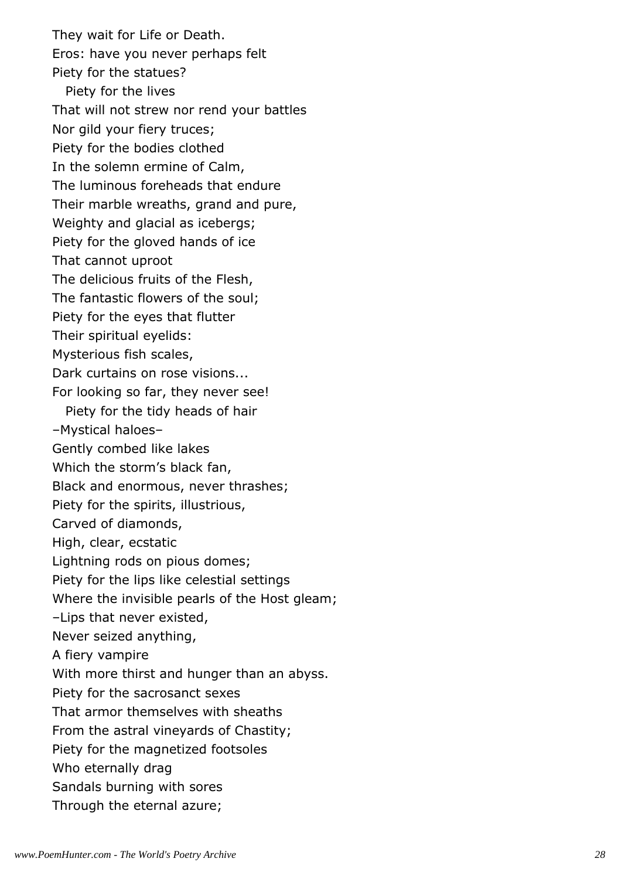They wait for Life or Death.
Eros: have you never perhaps felt
Piety for the statues?
   Piety for the lives
That will not strew nor rend your battles
Nor gild your fiery truces;
Piety for the bodies clothed
In the solemn ermine of Calm,
The luminous foreheads that endure
Their marble wreaths, grand and pure,
Weighty and glacial as icebergs;
Piety for the gloved hands of ice
That cannot uproot
The delicious fruits of the Flesh,
The fantastic flowers of the soul;
Piety for the eyes that flutter
Their spiritual eyelids:
Mysterious fish scales,
Dark curtains on rose visions...
For looking so far, they never see!
   Piety for the tidy heads of hair
–Mystical haloes–
Gently combed like lakes
Which the storm's black fan,
Black and enormous, never thrashes;
Piety for the spirits, illustrious,
Carved of diamonds,
High, clear, ecstatic
Lightning rods on pious domes;
Piety for the lips like celestial settings
Where the invisible pearls of the Host gleam;
–Lips that never existed,
Never seized anything,
A fiery vampire
With more thirst and hunger than an abyss.
Piety for the sacrosanct sexes
That armor themselves with sheaths
From the astral vineyards of Chastity;
Piety for the magnetized footsoles
Who eternally drag
Sandals burning with sores
Through the eternal azure;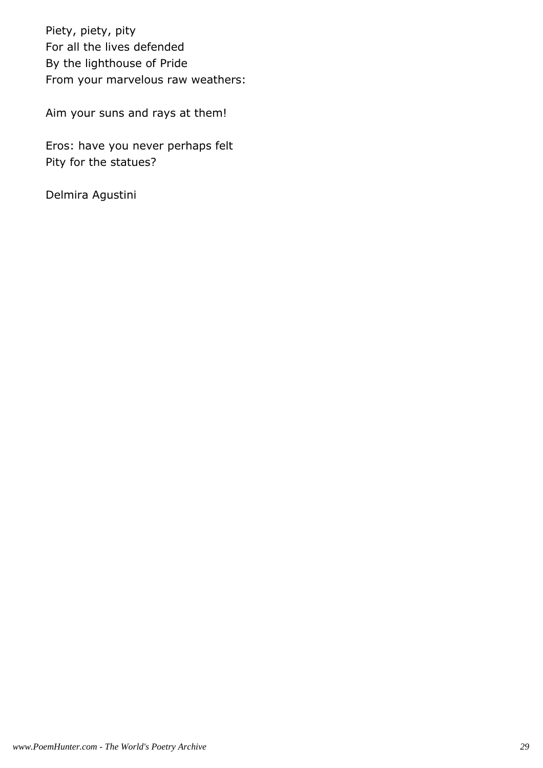Piety, piety, pity
For all the lives defended
By the lighthouse of Pride
From your marvelous raw weathers:

Aim your suns and rays at them!

Eros: have you never perhaps felt
Pity for the statues?

Delmira Agustini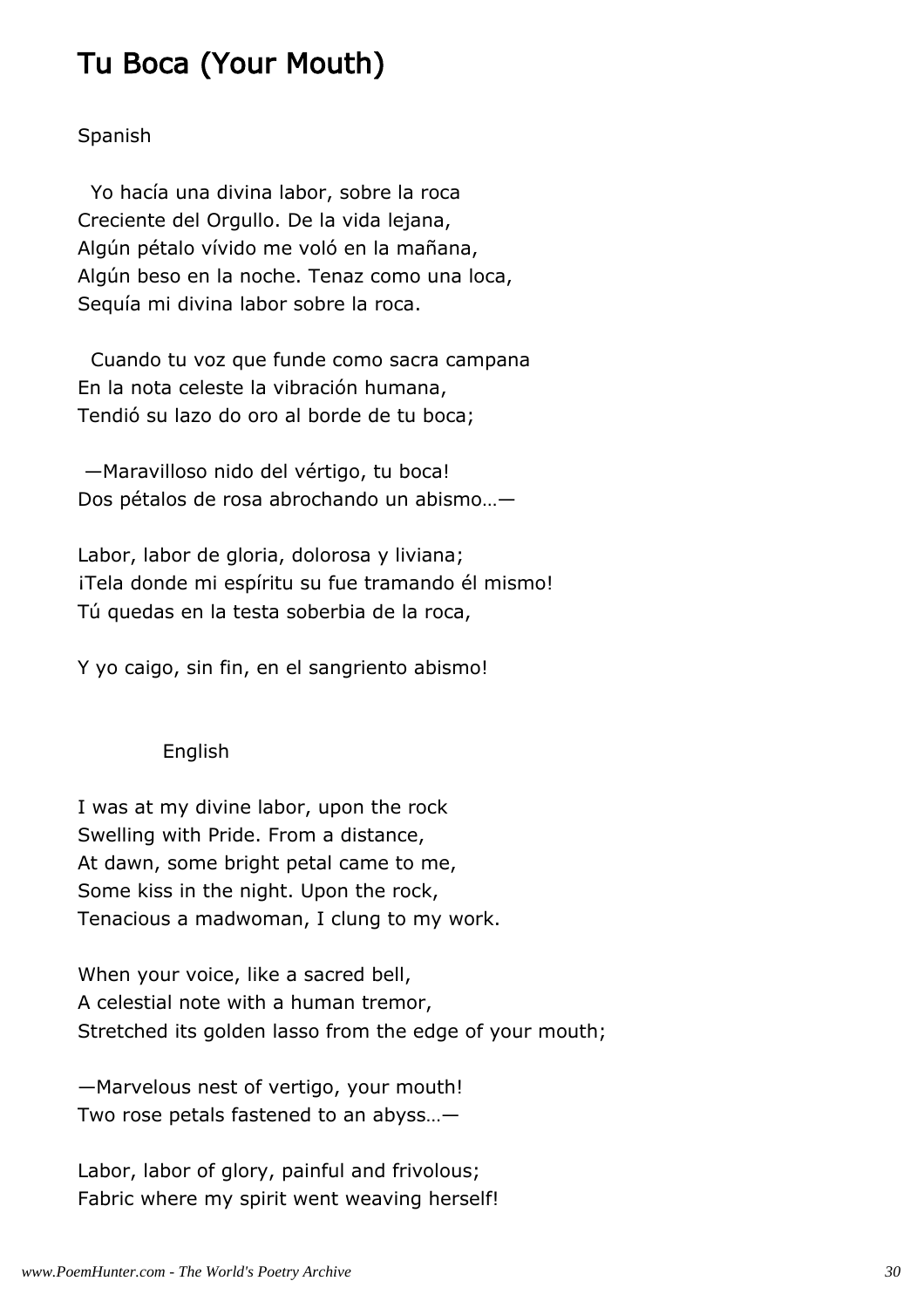# Tu Boca (Your Mouth)

Spanish

Yo hacía una divina labor, sobre la roca
Creciente del Orgullo. De la vida lejana,
Algún pétalo vívido me voló en la mañana,
Algún beso en la noche. Tenaz como una loca,
Seguía mi divina labor sobre la roca.

Cuando tu voz que funde como sacra campana
En la nota celeste la vibración humana,
Tendió su lazo do oro al borde de tu boca;

—Maravilloso nido del vértigo, tu boca!
Dos pétalos de rosa abrochando un abismo…—

Labor, labor de gloria, dolorosa y liviana;
¡Tela donde mi espíritu su fue tramando él mismo!
Tú quedas en la testa soberbia de la roca,

Y yo caigo, sin fin, en el sangriento abismo!

English

I was at my divine labor, upon the rock
Swelling with Pride. From a distance,
At dawn, some bright petal came to me,
Some kiss in the night. Upon the rock,
Tenacious a madwoman, I clung to my work.

When your voice, like a sacred bell,
A celestial note with a human tremor,
Stretched its golden lasso from the edge of your mouth;

—Marvelous nest of vertigo, your mouth!
Two rose petals fastened to an abyss…—

Labor, labor of glory, painful and frivolous;
Fabric where my spirit went weaving herself!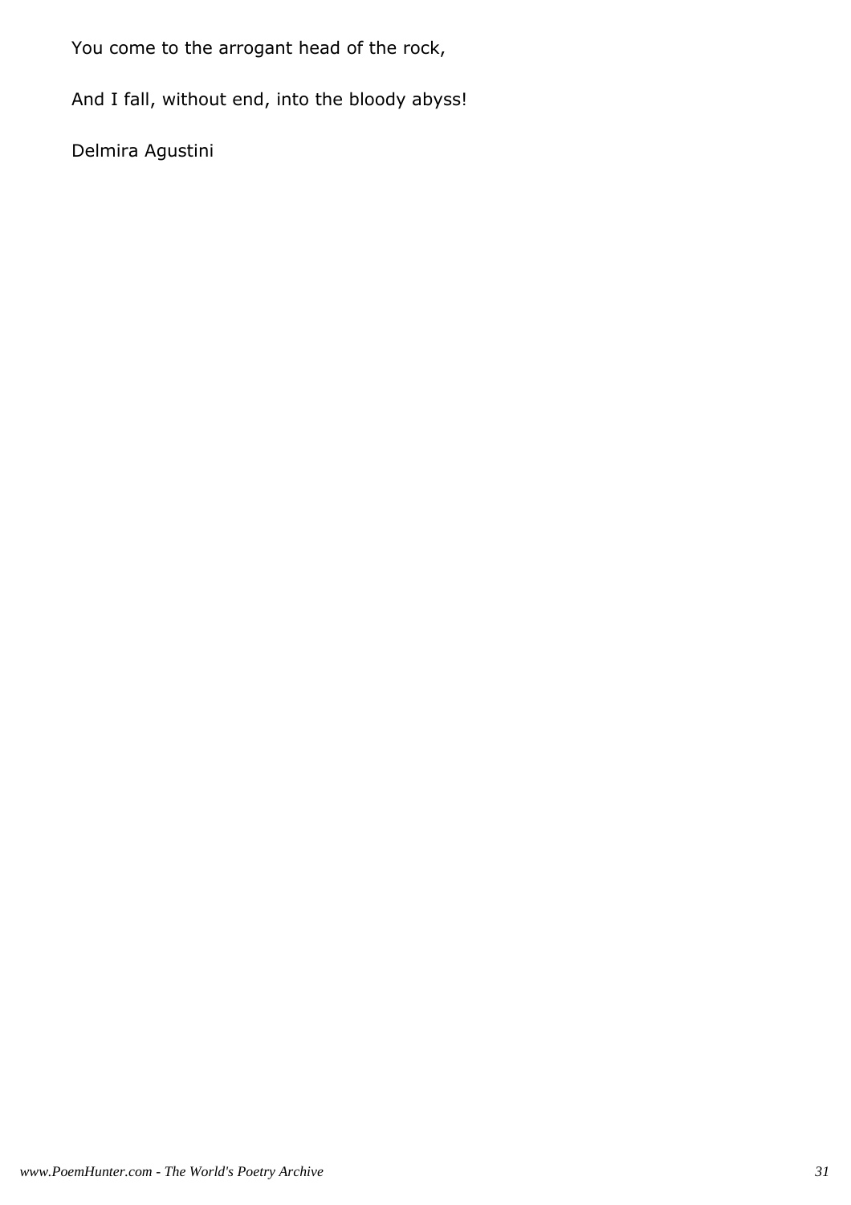You come to the arrogant head of the rock,

And I fall, without end, into the bloody abyss!

Delmira Agustini